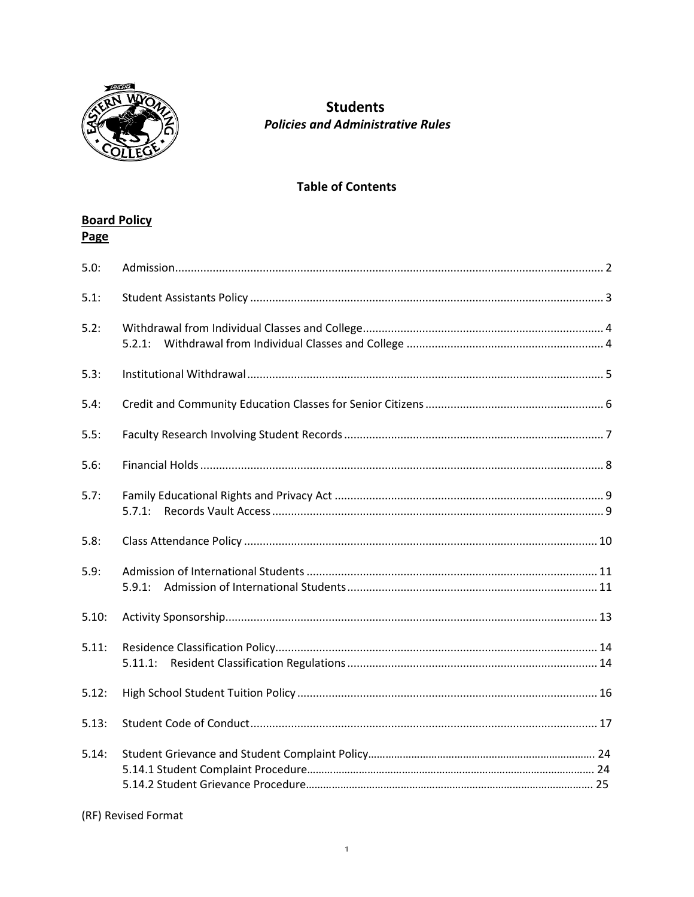# Students

## *Policies and Administrative Rules*

### Table of Contents

**Board Policy**
**Page**

| | | |
|---|---|---|
| 5.0: | Admission | 2 |
| 5.1: | Student Assistants Policy | 3 |
| 5.2: | Withdrawal from Individual Classes and College | 4 |
| | 5.2.1: Withdrawal from Individual Classes and College | 4 |
| 5.3: | Institutional Withdrawal | 5 |
| 5.4: | Credit and Community Education Classes for Senior Citizens | 6 |
| 5.5: | Faculty Research Involving Student Records | 7 |
| 5.6: | Financial Holds | 8 |
| 5.7: | Family Educational Rights and Privacy Act | 9 |
| | 5.7.1: Records Vault Access | 9 |
| 5.8: | Class Attendance Policy | 10 |
| 5.9: | Admission of International Students | 11 |
| | 5.9.1: Admission of International Students | 11 |
| 5.10: | Activity Sponsorship | 13 |
| 5.11: | Residence Classification Policy | 14 |
| | 5.11.1: Resident Classification Regulations | 14 |
| 5.12: | High School Student Tuition Policy | 16 |
| 5.13: | Student Code of Conduct | 17 |
| 5.14: | Student Grievance and Student Complaint Policy | 24 |
| | 5.14.1 Student Complaint Procedure | 24 |
| | 5.14.2 Student Grievance Procedure | 25 |

(RF) Revised Format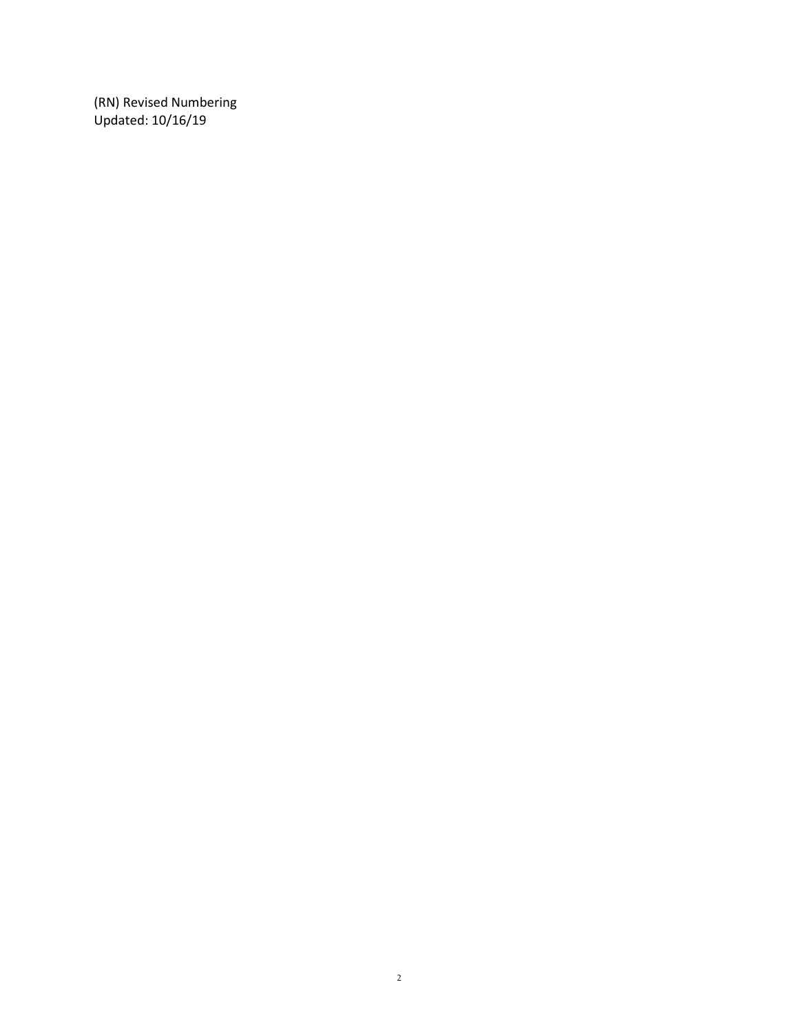(RN) Revised Numbering
Updated: 10/16/19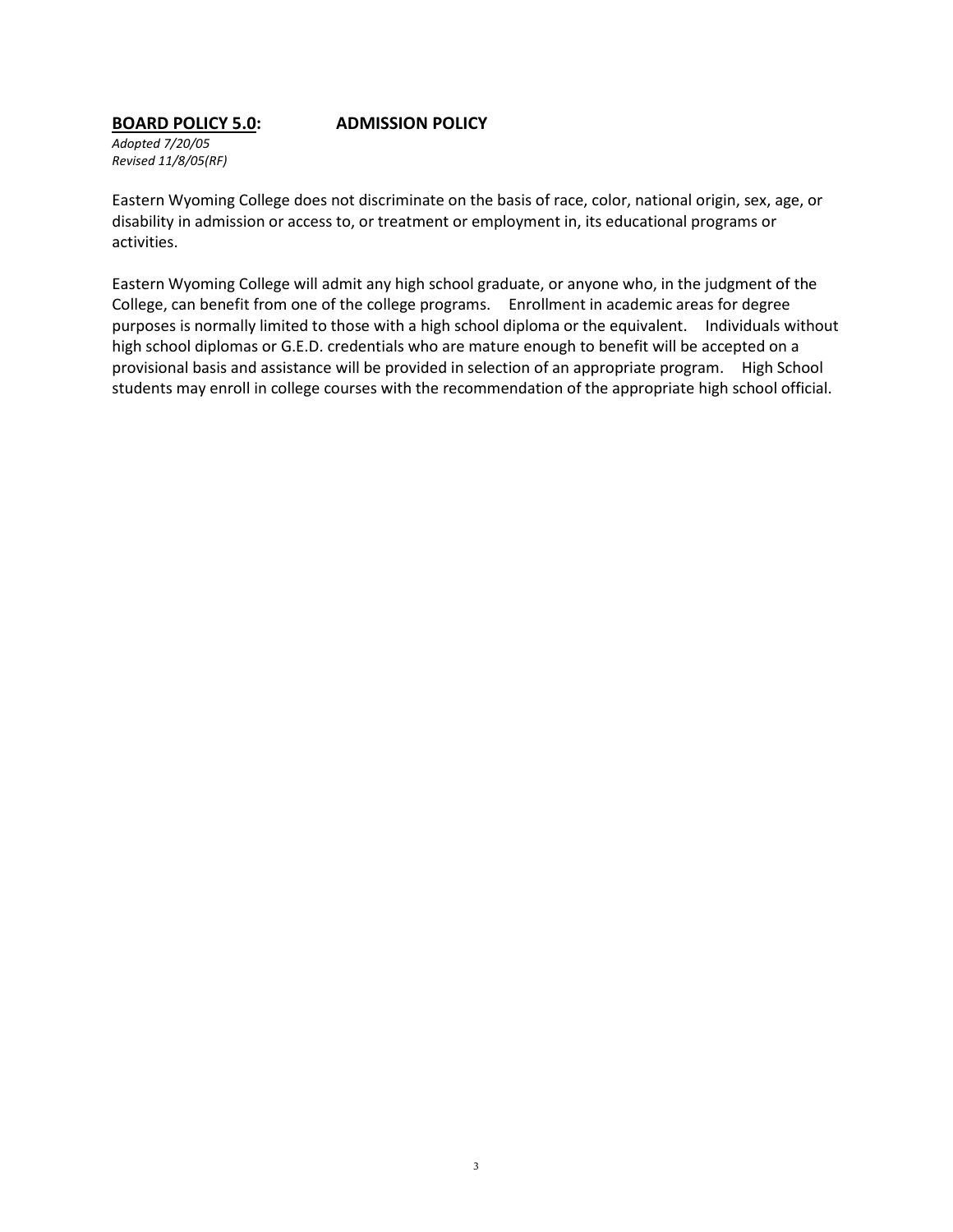## **<u>BOARD POLICY 5.0</u>: ADMISSION POLICY**

*Adopted 7/20/05*
*Revised 11/8/05(RF)*

Eastern Wyoming College does not discriminate on the basis of race, color, national origin, sex, age, or disability in admission or access to, or treatment or employment in, its educational programs or activities.

Eastern Wyoming College will admit any high school graduate, or anyone who, in the judgment of the College, can benefit from one of the college programs. Enrollment in academic areas for degree purposes is normally limited to those with a high school diploma or the equivalent. Individuals without high school diplomas or G.E.D. credentials who are mature enough to benefit will be accepted on a provisional basis and assistance will be provided in selection of an appropriate program. High School students may enroll in college courses with the recommendation of the appropriate high school official.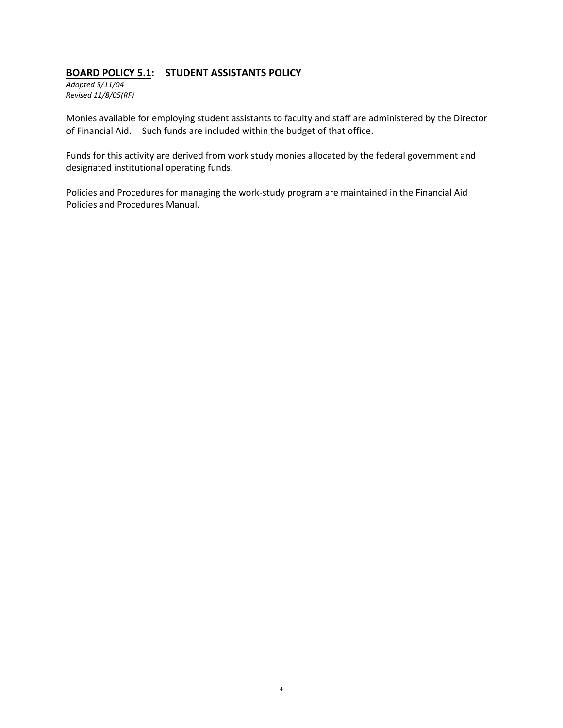## **BOARD POLICY 5.1: STUDENT ASSISTANTS POLICY**

*Adopted 5/11/04*
*Revised 11/8/05(RF)*

Monies available for employing student assistants to faculty and staff are administered by the Director of Financial Aid. Such funds are included within the budget of that office.

Funds for this activity are derived from work study monies allocated by the federal government and designated institutional operating funds.

Policies and Procedures for managing the work-study program are maintained in the Financial Aid Policies and Procedures Manual.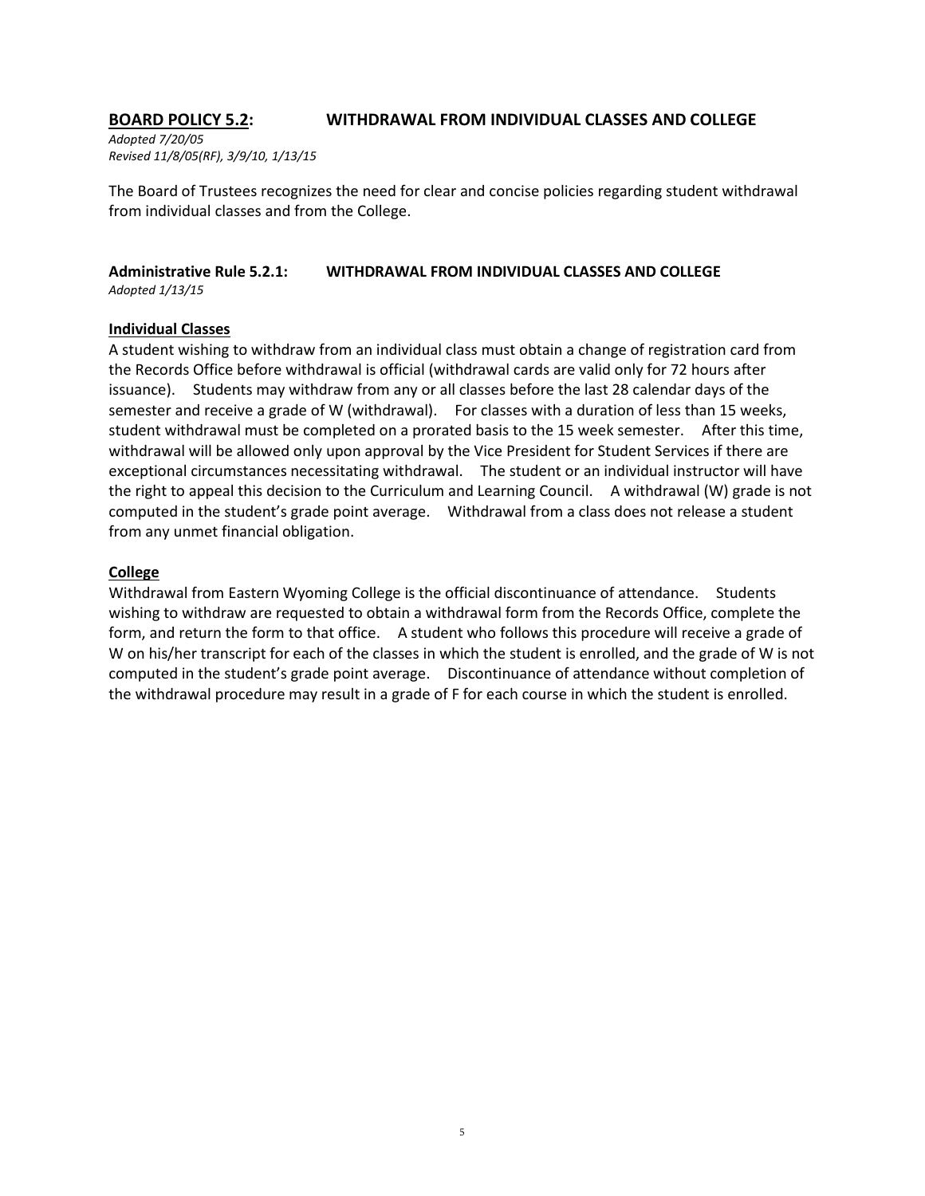## BOARD POLICY 5.2: WITHDRAWAL FROM INDIVIDUAL CLASSES AND COLLEGE

*Adopted 7/20/05*
*Revised 11/8/05(RF), 3/9/10, 1/13/15*

The Board of Trustees recognizes the need for clear and concise policies regarding student withdrawal from individual classes and from the College.

### Administrative Rule 5.2.1: WITHDRAWAL FROM INDIVIDUAL CLASSES AND COLLEGE

*Adopted 1/13/15*

**Individual Classes**

A student wishing to withdraw from an individual class must obtain a change of registration card from the Records Office before withdrawal is official (withdrawal cards are valid only for 72 hours after issuance). Students may withdraw from any or all classes before the last 28 calendar days of the semester and receive a grade of W (withdrawal). For classes with a duration of less than 15 weeks, student withdrawal must be completed on a prorated basis to the 15 week semester. After this time, withdrawal will be allowed only upon approval by the Vice President for Student Services if there are exceptional circumstances necessitating withdrawal. The student or an individual instructor will have the right to appeal this decision to the Curriculum and Learning Council. A withdrawal (W) grade is not computed in the student's grade point average. Withdrawal from a class does not release a student from any unmet financial obligation.

**College**

Withdrawal from Eastern Wyoming College is the official discontinuance of attendance. Students wishing to withdraw are requested to obtain a withdrawal form from the Records Office, complete the form, and return the form to that office. A student who follows this procedure will receive a grade of W on his/her transcript for each of the classes in which the student is enrolled, and the grade of W is not computed in the student's grade point average. Discontinuance of attendance without completion of the withdrawal procedure may result in a grade of F for each course in which the student is enrolled.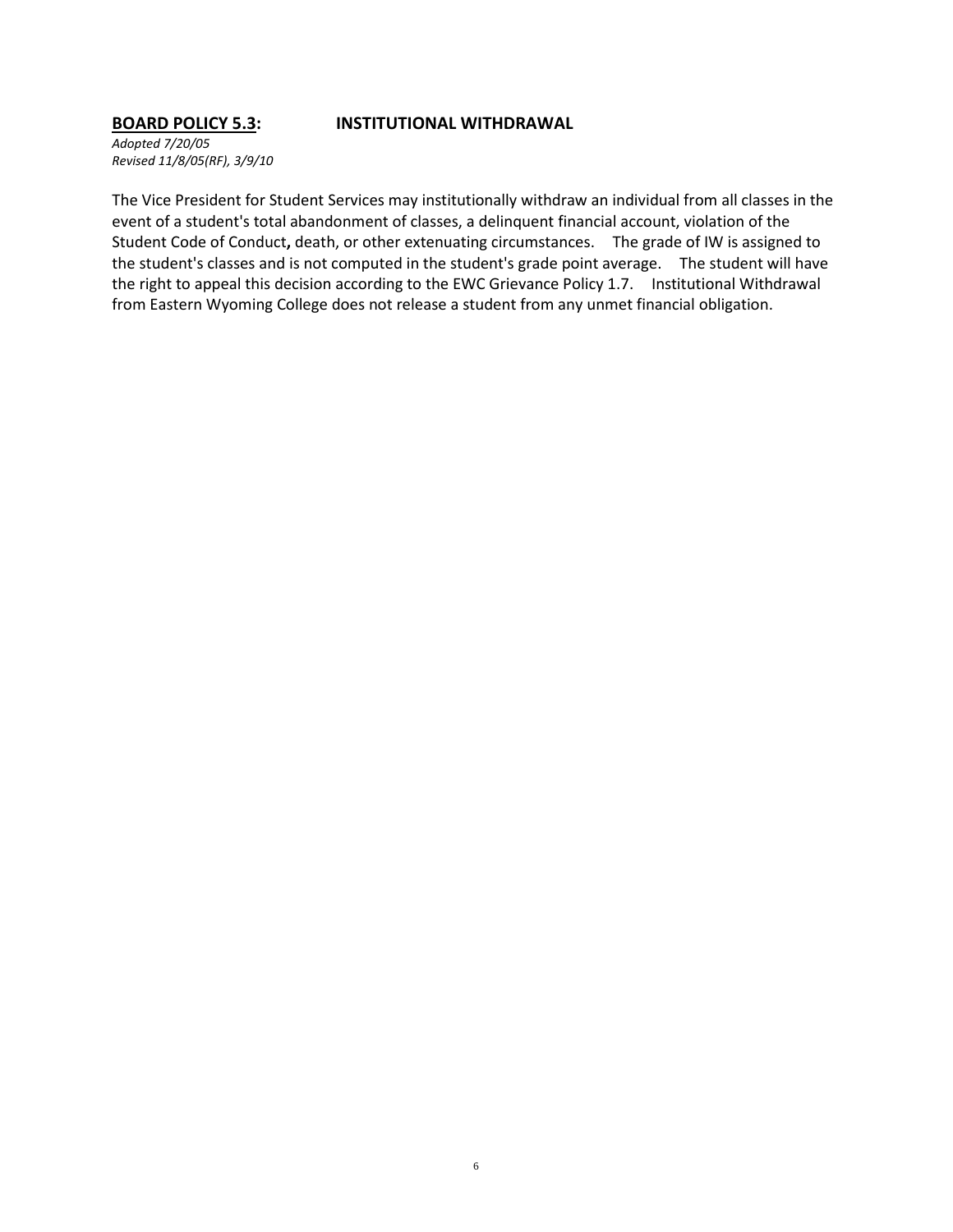**BOARD POLICY 5.3: INSTITUTIONAL WITHDRAWAL**

*Adopted 7/20/05*
*Revised 11/8/05(RF), 3/9/10*

The Vice President for Student Services may institutionally withdraw an individual from all classes in the event of a student's total abandonment of classes, a delinquent financial account, violation of the Student Code of Conduct**,** death, or other extenuating circumstances. The grade of IW is assigned to the student's classes and is not computed in the student's grade point average. The student will have the right to appeal this decision according to the EWC Grievance Policy 1.7. Institutional Withdrawal from Eastern Wyoming College does not release a student from any unmet financial obligation.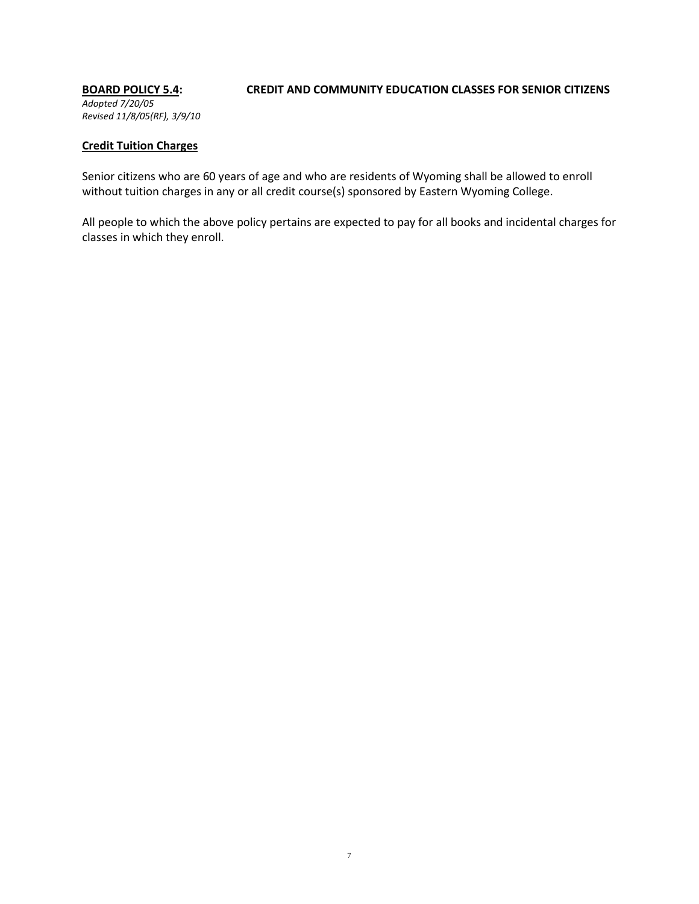**BOARD POLICY 5.4: CREDIT AND COMMUNITY EDUCATION CLASSES FOR SENIOR CITIZENS**

*Adopted 7/20/05*
*Revised 11/8/05(RF), 3/9/10*

**Credit Tuition Charges**

Senior citizens who are 60 years of age and who are residents of Wyoming shall be allowed to enroll without tuition charges in any or all credit course(s) sponsored by Eastern Wyoming College.

All people to which the above policy pertains are expected to pay for all books and incidental charges for classes in which they enroll.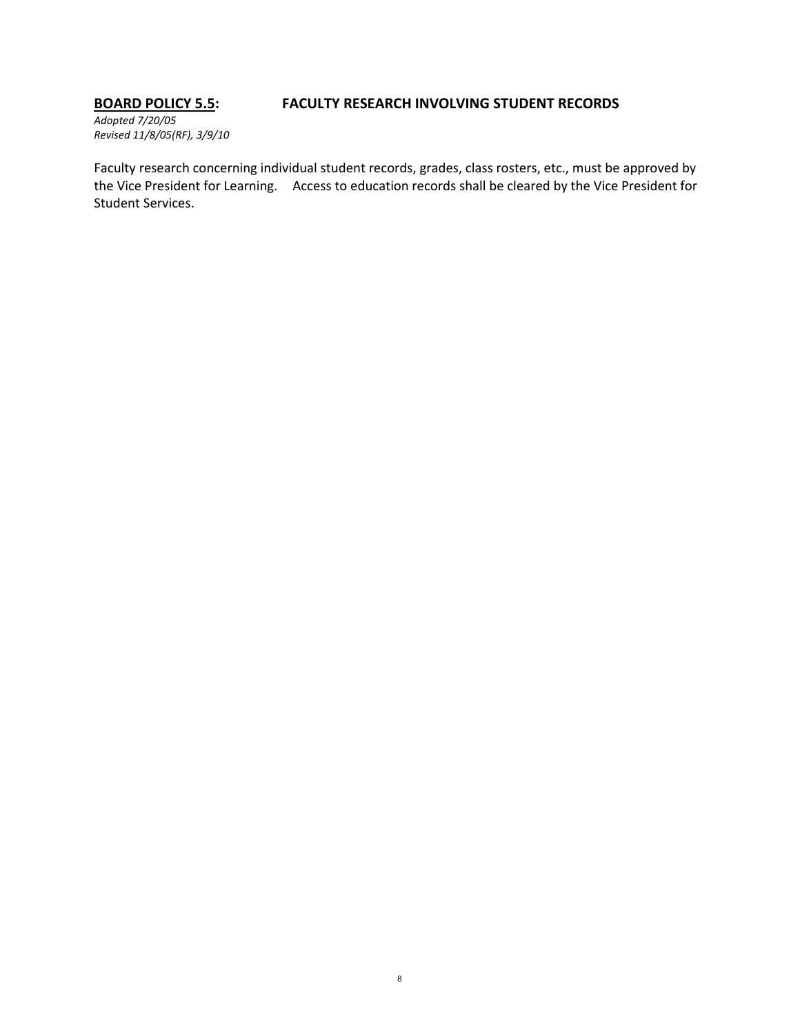## <u>BOARD POLICY 5.5</u>: FACULTY RESEARCH INVOLVING STUDENT RECORDS

*Adopted 7/20/05*
*Revised 11/8/05(RF), 3/9/10*

Faculty research concerning individual student records, grades, class rosters, etc., must be approved by the Vice President for Learning. Access to education records shall be cleared by the Vice President for Student Services.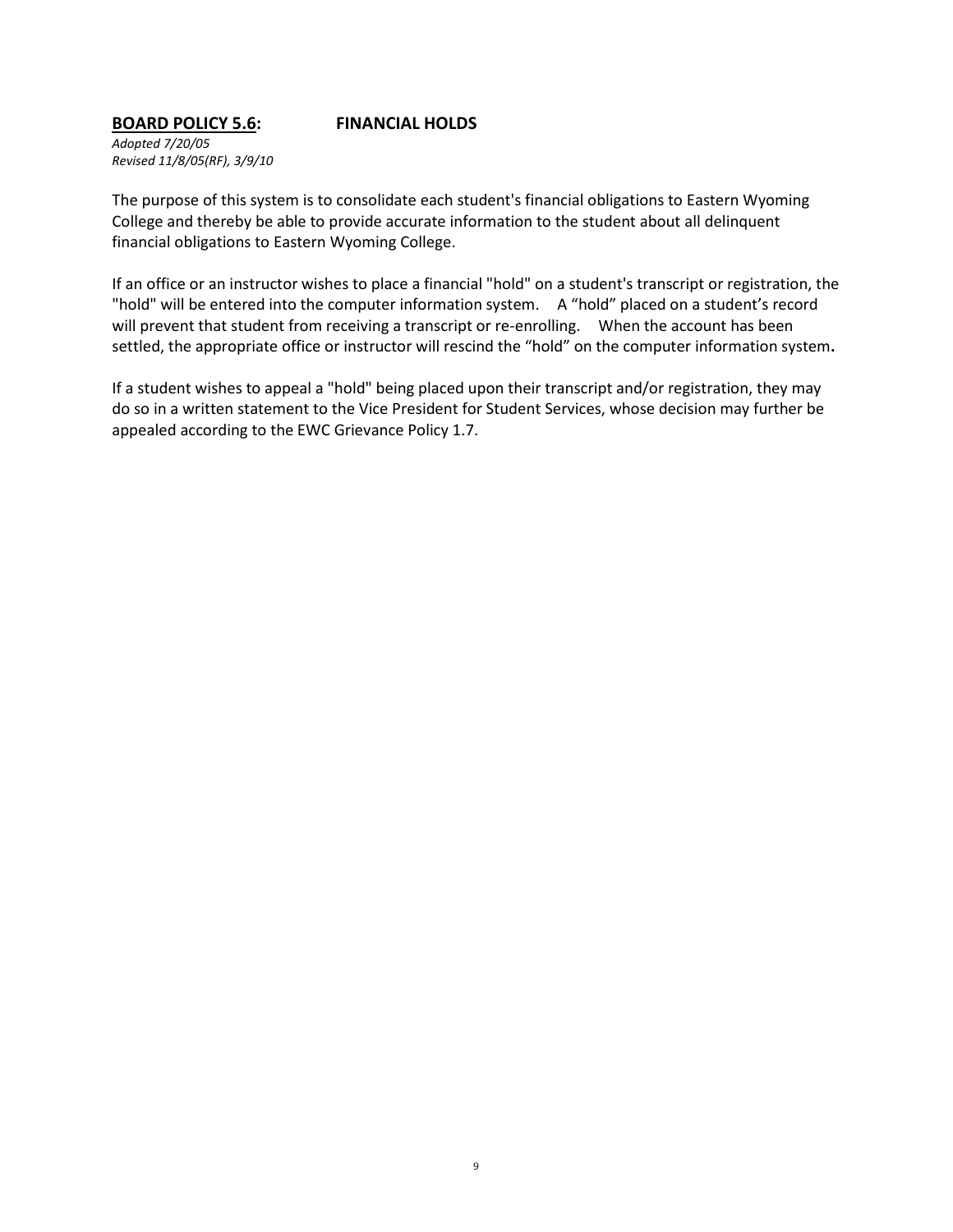## **BOARD POLICY 5.6: FINANCIAL HOLDS**

*Adopted 7/20/05*
*Revised 11/8/05(RF), 3/9/10*

The purpose of this system is to consolidate each student's financial obligations to Eastern Wyoming College and thereby be able to provide accurate information to the student about all delinquent financial obligations to Eastern Wyoming College.

If an office or an instructor wishes to place a financial "hold" on a student's transcript or registration, the "hold" will be entered into the computer information system. A "hold" placed on a student's record will prevent that student from receiving a transcript or re-enrolling. When the account has been settled, the appropriate office or instructor will rescind the "hold" on the computer information system**.**

If a student wishes to appeal a "hold" being placed upon their transcript and/or registration, they may do so in a written statement to the Vice President for Student Services, whose decision may further be appealed according to the EWC Grievance Policy 1.7.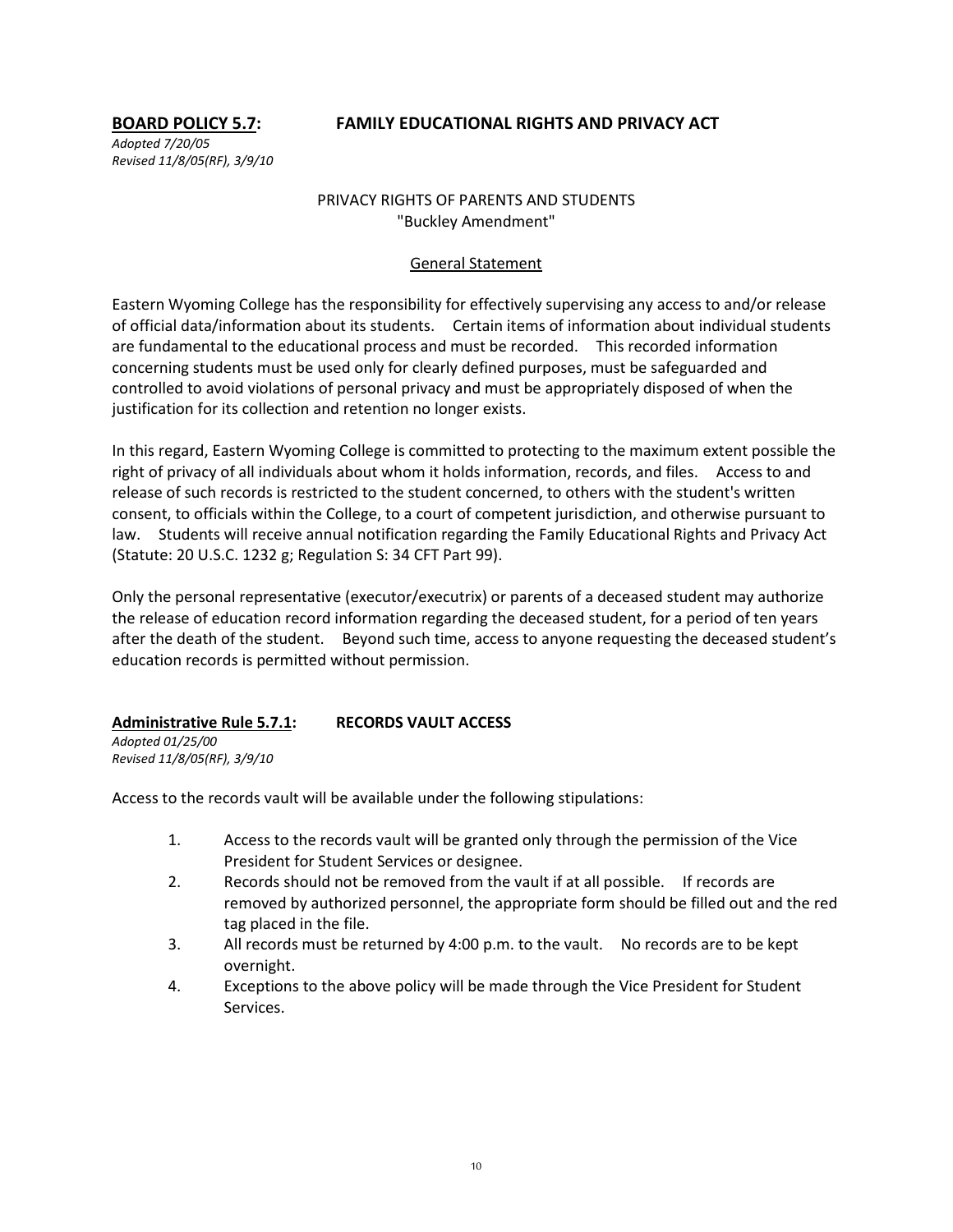## **BOARD POLICY 5.7: FAMILY EDUCATIONAL RIGHTS AND PRIVACY ACT**

*Adopted 7/20/05*
*Revised 11/8/05(RF), 3/9/10*

PRIVACY RIGHTS OF PARENTS AND STUDENTS
"Buckley Amendment"

General Statement

Eastern Wyoming College has the responsibility for effectively supervising any access to and/or release of official data/information about its students. Certain items of information about individual students are fundamental to the educational process and must be recorded. This recorded information concerning students must be used only for clearly defined purposes, must be safeguarded and controlled to avoid violations of personal privacy and must be appropriately disposed of when the justification for its collection and retention no longer exists.

In this regard, Eastern Wyoming College is committed to protecting to the maximum extent possible the right of privacy of all individuals about whom it holds information, records, and files. Access to and release of such records is restricted to the student concerned, to others with the student's written consent, to officials within the College, to a court of competent jurisdiction, and otherwise pursuant to law. Students will receive annual notification regarding the Family Educational Rights and Privacy Act (Statute: 20 U.S.C. 1232 g; Regulation S: 34 CFT Part 99).

Only the personal representative (executor/executrix) or parents of a deceased student may authorize the release of education record information regarding the deceased student, for a period of ten years after the death of the student. Beyond such time, access to anyone requesting the deceased student's education records is permitted without permission.

## **Administrative Rule 5.7.1: RECORDS VAULT ACCESS**

*Adopted 01/25/00*
*Revised 11/8/05(RF), 3/9/10*

Access to the records vault will be available under the following stipulations:

1. Access to the records vault will be granted only through the permission of the Vice President for Student Services or designee.
2. Records should not be removed from the vault if at all possible. If records are removed by authorized personnel, the appropriate form should be filled out and the red tag placed in the file.
3. All records must be returned by 4:00 p.m. to the vault. No records are to be kept overnight.
4. Exceptions to the above policy will be made through the Vice President for Student Services.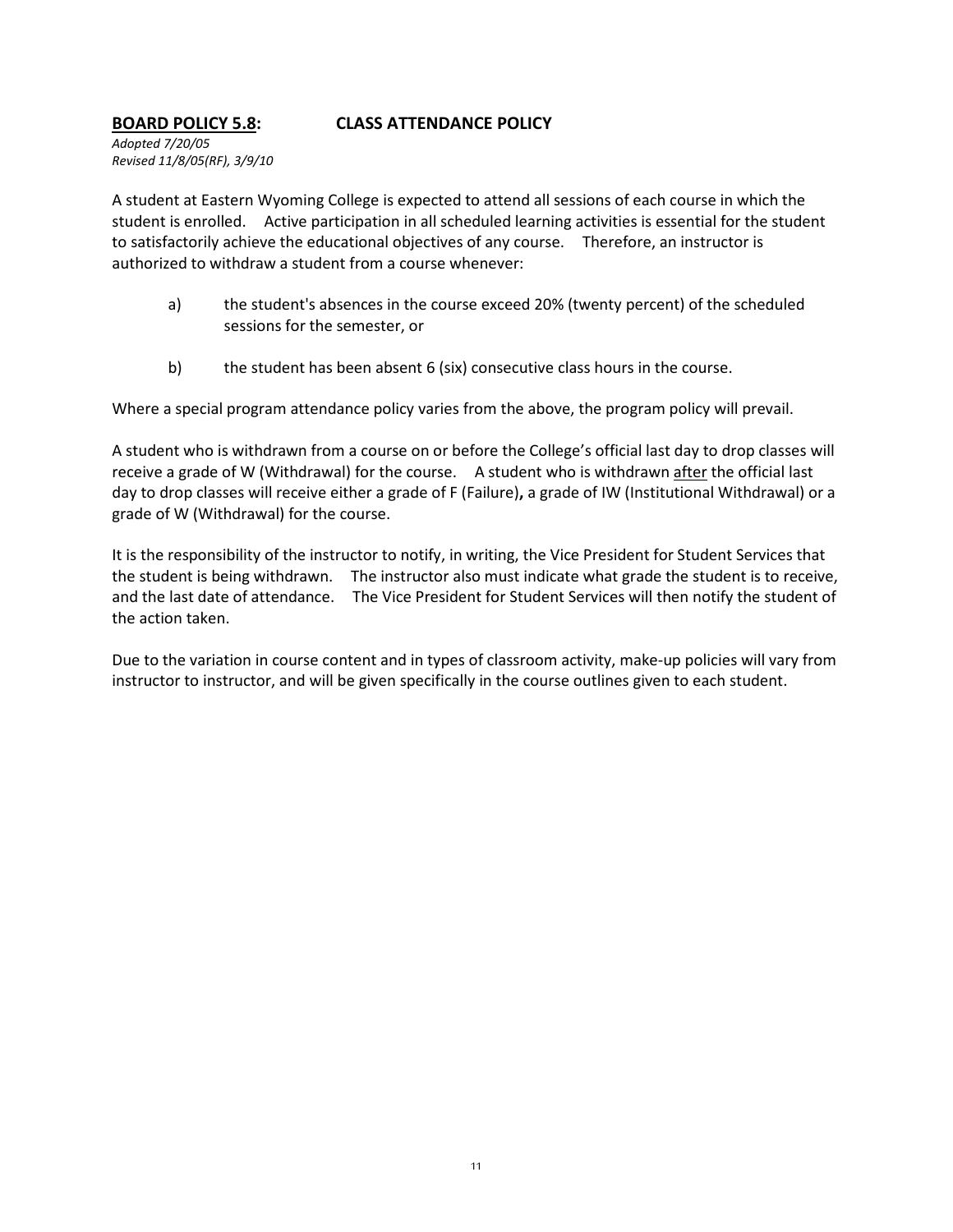## **<u>BOARD POLICY 5.8</u>: CLASS ATTENDANCE POLICY**

*Adopted 7/20/05*
*Revised 11/8/05(RF), 3/9/10*

A student at Eastern Wyoming College is expected to attend all sessions of each course in which the student is enrolled. Active participation in all scheduled learning activities is essential for the student to satisfactorily achieve the educational objectives of any course. Therefore, an instructor is authorized to withdraw a student from a course whenever:

a) the student's absences in the course exceed 20% (twenty percent) of the scheduled sessions for the semester, or

b) the student has been absent 6 (six) consecutive class hours in the course.

Where a special program attendance policy varies from the above, the program policy will prevail.

A student who is withdrawn from a course on or before the College's official last day to drop classes will receive a grade of W (Withdrawal) for the course. A student who is withdrawn <u>after</u> the official last day to drop classes will receive either a grade of F (Failure)**,** a grade of IW (Institutional Withdrawal) or a grade of W (Withdrawal) for the course.

It is the responsibility of the instructor to notify, in writing, the Vice President for Student Services that the student is being withdrawn. The instructor also must indicate what grade the student is to receive, and the last date of attendance. The Vice President for Student Services will then notify the student of the action taken.

Due to the variation in course content and in types of classroom activity, make-up policies will vary from instructor to instructor, and will be given specifically in the course outlines given to each student.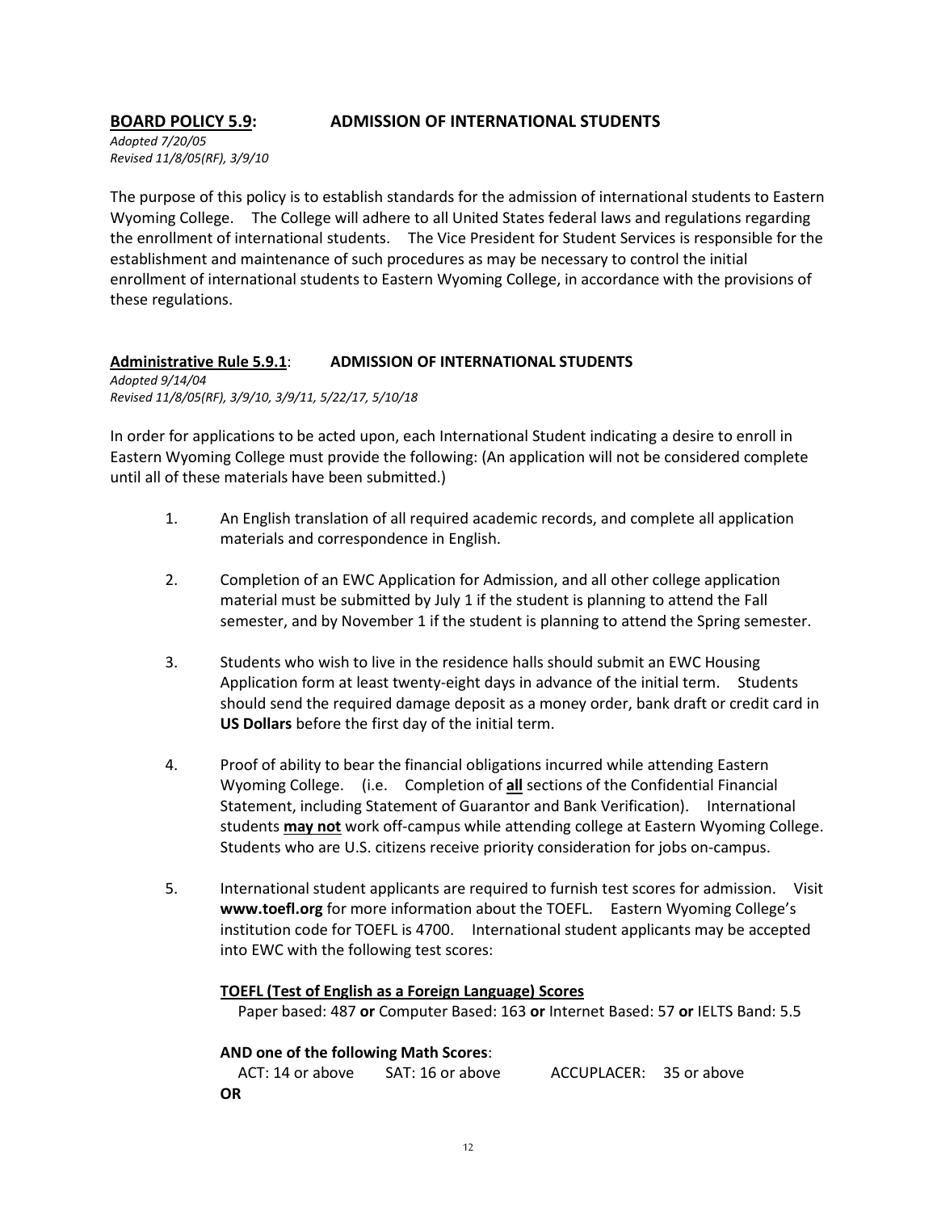## **BOARD POLICY 5.9: ADMISSION OF INTERNATIONAL STUDENTS**

*Adopted 7/20/05*
*Revised 11/8/05(RF), 3/9/10*

The purpose of this policy is to establish standards for the admission of international students to Eastern Wyoming College. The College will adhere to all United States federal laws and regulations regarding the enrollment of international students. The Vice President for Student Services is responsible for the establishment and maintenance of such procedures as may be necessary to control the initial enrollment of international students to Eastern Wyoming College, in accordance with the provisions of these regulations.

### **Administrative Rule 5.9.1: ADMISSION OF INTERNATIONAL STUDENTS**

*Adopted 9/14/04*
*Revised 11/8/05(RF), 3/9/10, 3/9/11, 5/22/17, 5/10/18*

In order for applications to be acted upon, each International Student indicating a desire to enroll in Eastern Wyoming College must provide the following: (An application will not be considered complete until all of these materials have been submitted.)

1. An English translation of all required academic records, and complete all application materials and correspondence in English.

2. Completion of an EWC Application for Admission, and all other college application material must be submitted by July 1 if the student is planning to attend the Fall semester, and by November 1 if the student is planning to attend the Spring semester.

3. Students who wish to live in the residence halls should submit an EWC Housing Application form at least twenty-eight days in advance of the initial term. Students should send the required damage deposit as a money order, bank draft or credit card in **US Dollars** before the first day of the initial term.

4. Proof of ability to bear the financial obligations incurred while attending Eastern Wyoming College. (i.e. Completion of **all** sections of the Confidential Financial Statement, including Statement of Guarantor and Bank Verification). International students **may not** work off-campus while attending college at Eastern Wyoming College. Students who are U.S. citizens receive priority consideration for jobs on-campus.

5. International student applicants are required to furnish test scores for admission. Visit **www.toefl.org** for more information about the TOEFL. Eastern Wyoming College's institution code for TOEFL is 4700. International student applicants may be accepted into EWC with the following test scores:

   **TOEFL (Test of English as a Foreign Language) Scores**
   Paper based: 487 **or** Computer Based: 163 **or** Internet Based: 57 **or** IELTS Band: 5.5

   **AND one of the following Math Scores**:
   ACT: 14 or above SAT: 16 or above ACCUPLACER: 35 or above

   **OR**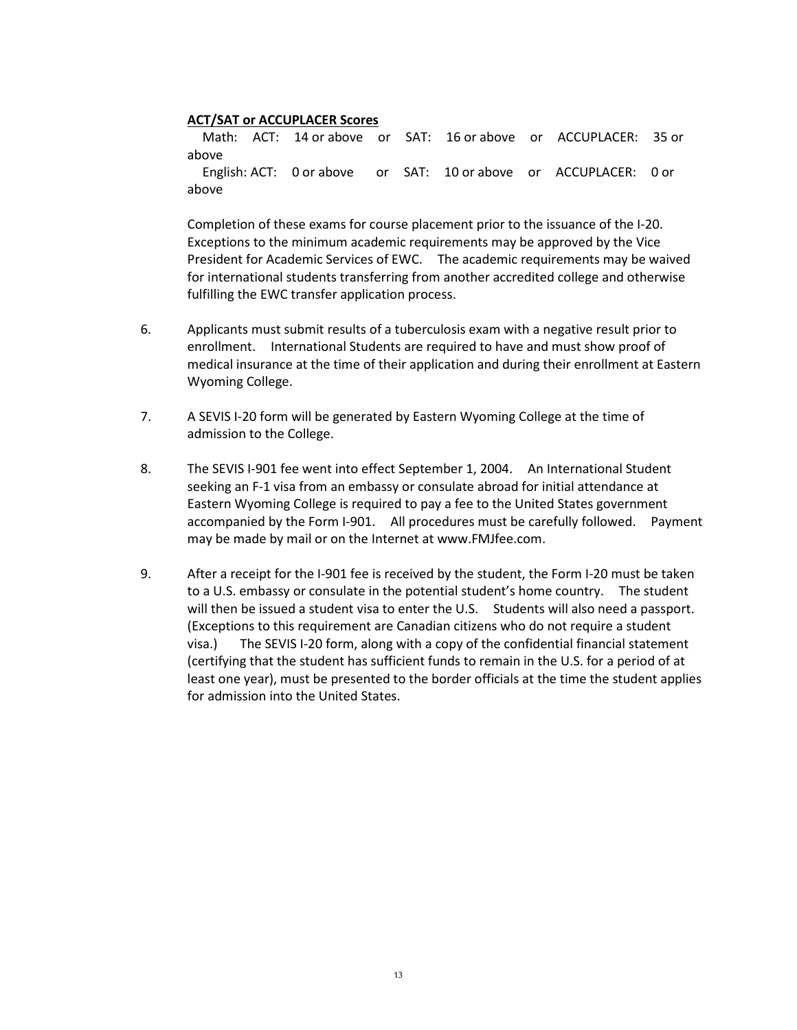**ACT/SAT or ACCUPLACER Scores**

Math: ACT: 14 or above or SAT: 16 or above or ACCUPLACER: 35 or above

English: ACT: 0 or above or SAT: 10 or above or ACCUPLACER: 0 or above

Completion of these exams for course placement prior to the issuance of the I-20. Exceptions to the minimum academic requirements may be approved by the Vice President for Academic Services of EWC. The academic requirements may be waived for international students transferring from another accredited college and otherwise fulfilling the EWC transfer application process.

6. Applicants must submit results of a tuberculosis exam with a negative result prior to enrollment. International Students are required to have and must show proof of medical insurance at the time of their application and during their enrollment at Eastern Wyoming College.

7. A SEVIS I-20 form will be generated by Eastern Wyoming College at the time of admission to the College.

8. The SEVIS I-901 fee went into effect September 1, 2004. An International Student seeking an F-1 visa from an embassy or consulate abroad for initial attendance at Eastern Wyoming College is required to pay a fee to the United States government accompanied by the Form I-901. All procedures must be carefully followed. Payment may be made by mail or on the Internet at www.FMJfee.com.

9. After a receipt for the I-901 fee is received by the student, the Form I-20 must be taken to a U.S. embassy or consulate in the potential student's home country. The student will then be issued a student visa to enter the U.S. Students will also need a passport. (Exceptions to this requirement are Canadian citizens who do not require a student visa.) The SEVIS I-20 form, along with a copy of the confidential financial statement (certifying that the student has sufficient funds to remain in the U.S. for a period of at least one year), must be presented to the border officials at the time the student applies for admission into the United States.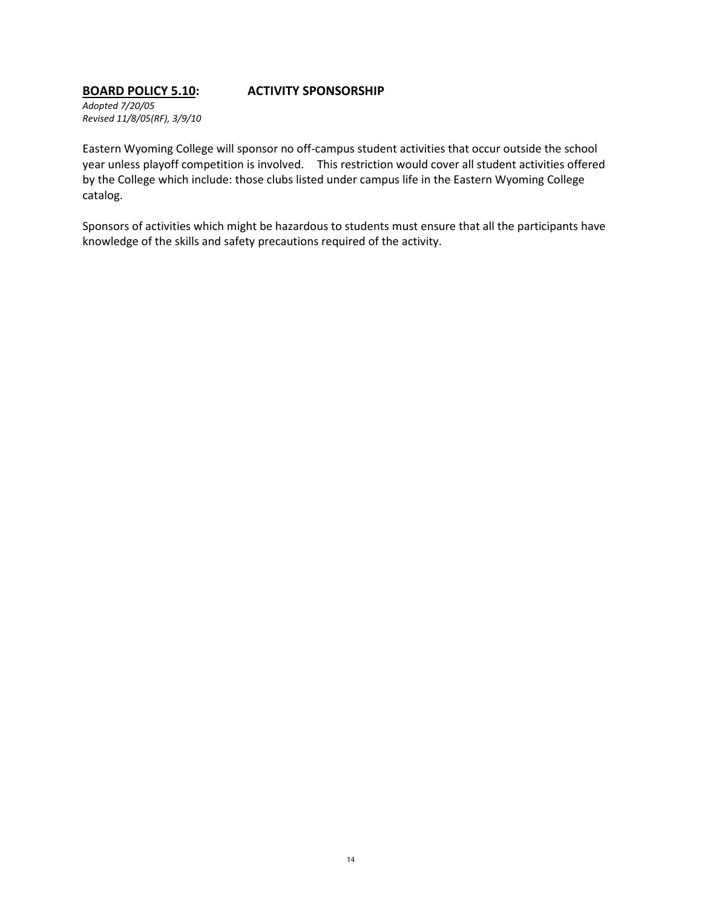## **BOARD POLICY 5.10: ACTIVITY SPONSORSHIP**

*Adopted 7/20/05*
*Revised 11/8/05(RF), 3/9/10*

Eastern Wyoming College will sponsor no off-campus student activities that occur outside the school year unless playoff competition is involved. This restriction would cover all student activities offered by the College which include: those clubs listed under campus life in the Eastern Wyoming College catalog.

Sponsors of activities which might be hazardous to students must ensure that all the participants have knowledge of the skills and safety precautions required of the activity.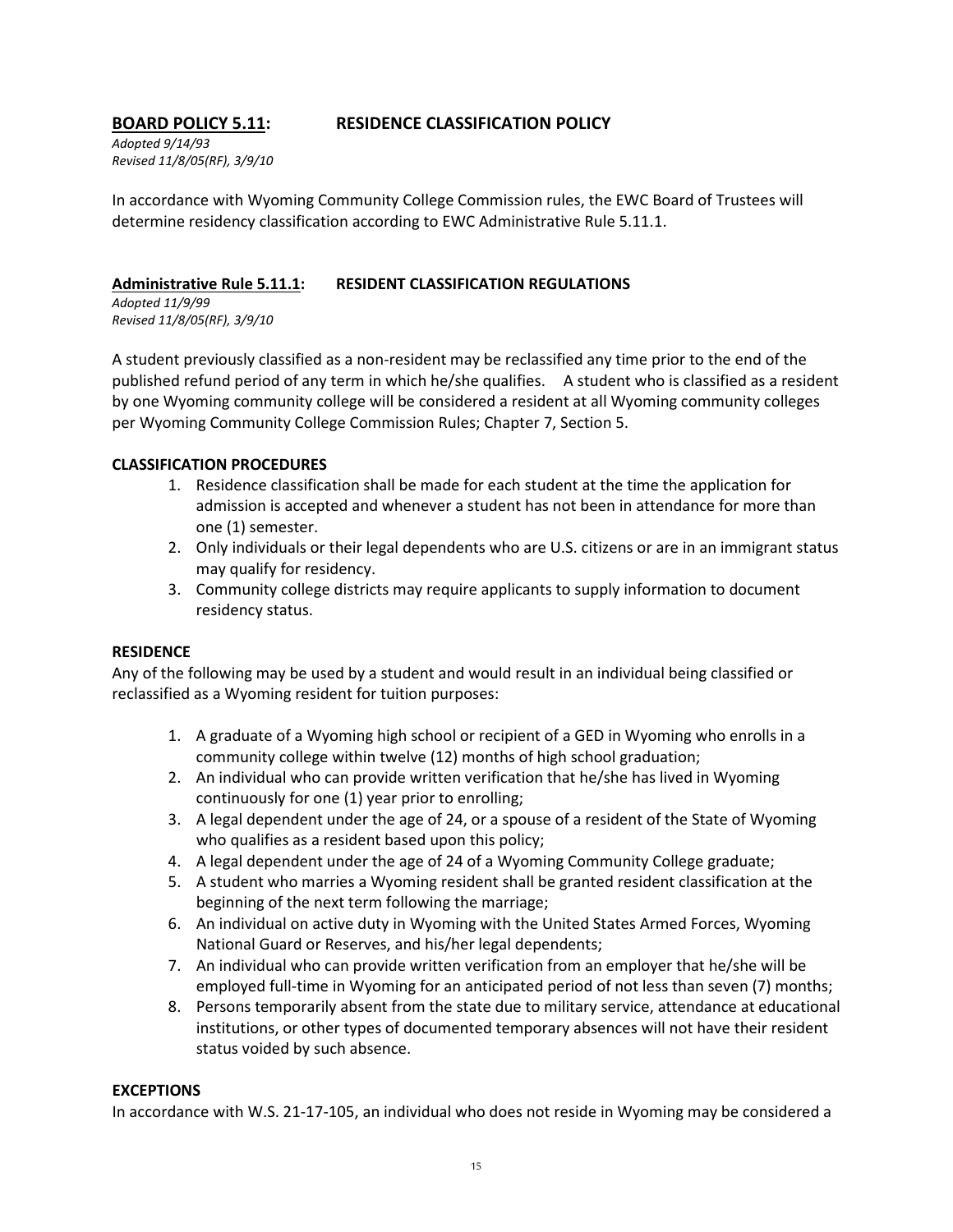**BOARD POLICY 5.11: RESIDENCE CLASSIFICATION POLICY**

*Adopted 9/14/93*
*Revised 11/8/05(RF), 3/9/10*

In accordance with Wyoming Community College Commission rules, the EWC Board of Trustees will determine residency classification according to EWC Administrative Rule 5.11.1.

**Administrative Rule 5.11.1: RESIDENT CLASSIFICATION REGULATIONS**

*Adopted 11/9/99*
*Revised 11/8/05(RF), 3/9/10*

A student previously classified as a non-resident may be reclassified any time prior to the end of the published refund period of any term in which he/she qualifies. A student who is classified as a resident by one Wyoming community college will be considered a resident at all Wyoming community colleges per Wyoming Community College Commission Rules; Chapter 7, Section 5.

**CLASSIFICATION PROCEDURES**

1. Residence classification shall be made for each student at the time the application for admission is accepted and whenever a student has not been in attendance for more than one (1) semester.
2. Only individuals or their legal dependents who are U.S. citizens or are in an immigrant status may qualify for residency.
3. Community college districts may require applicants to supply information to document residency status.

**RESIDENCE**

Any of the following may be used by a student and would result in an individual being classified or reclassified as a Wyoming resident for tuition purposes:

1. A graduate of a Wyoming high school or recipient of a GED in Wyoming who enrolls in a community college within twelve (12) months of high school graduation;
2. An individual who can provide written verification that he/she has lived in Wyoming continuously for one (1) year prior to enrolling;
3. A legal dependent under the age of 24, or a spouse of a resident of the State of Wyoming who qualifies as a resident based upon this policy;
4. A legal dependent under the age of 24 of a Wyoming Community College graduate;
5. A student who marries a Wyoming resident shall be granted resident classification at the beginning of the next term following the marriage;
6. An individual on active duty in Wyoming with the United States Armed Forces, Wyoming National Guard or Reserves, and his/her legal dependents;
7. An individual who can provide written verification from an employer that he/she will be employed full-time in Wyoming for an anticipated period of not less than seven (7) months;
8. Persons temporarily absent from the state due to military service, attendance at educational institutions, or other types of documented temporary absences will not have their resident status voided by such absence.

**EXCEPTIONS**

In accordance with W.S. 21-17-105, an individual who does not reside in Wyoming may be considered a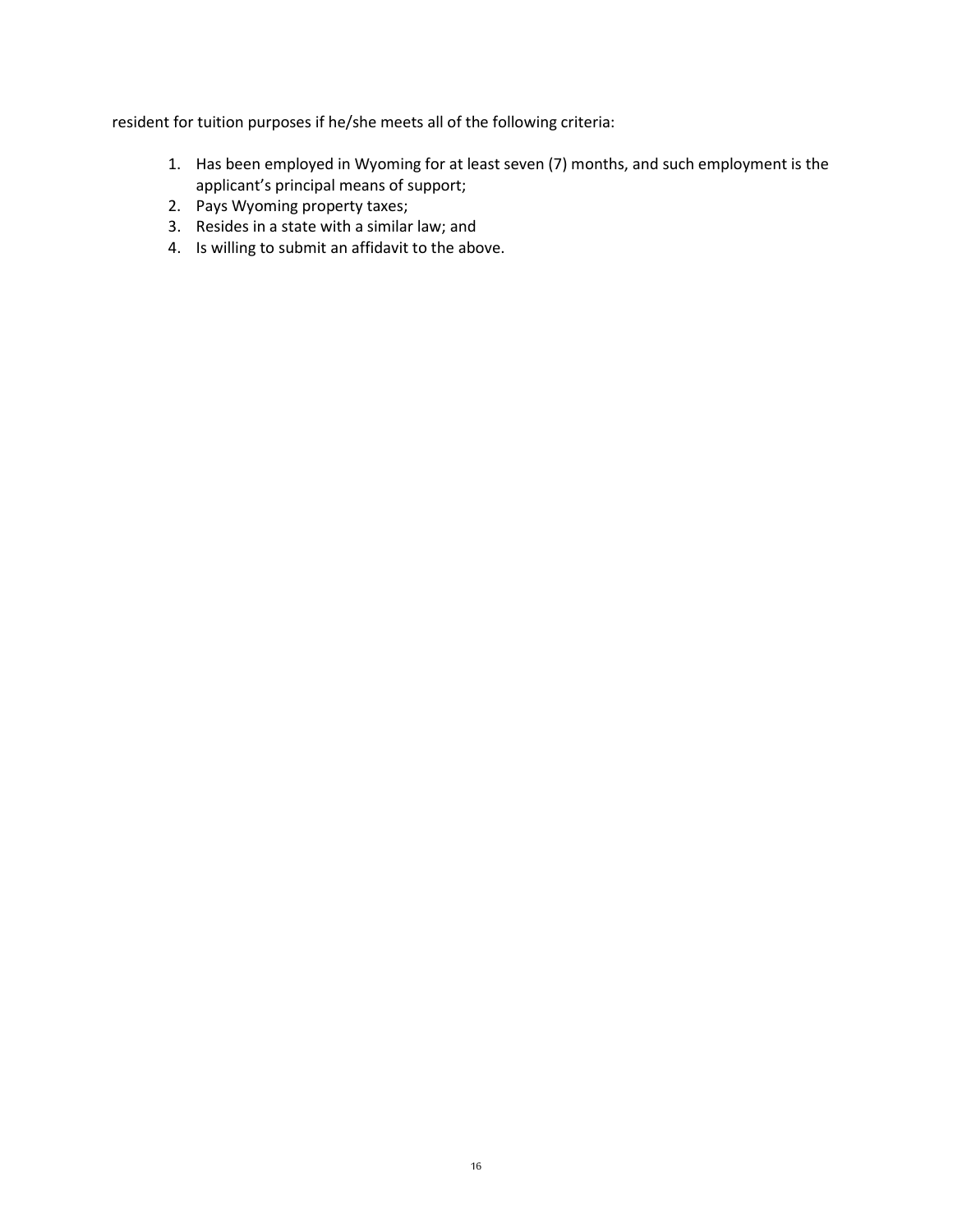resident for tuition purposes if he/she meets all of the following criteria:

1. Has been employed in Wyoming for at least seven (7) months, and such employment is the applicant's principal means of support;
2. Pays Wyoming property taxes;
3. Resides in a state with a similar law; and
4. Is willing to submit an affidavit to the above.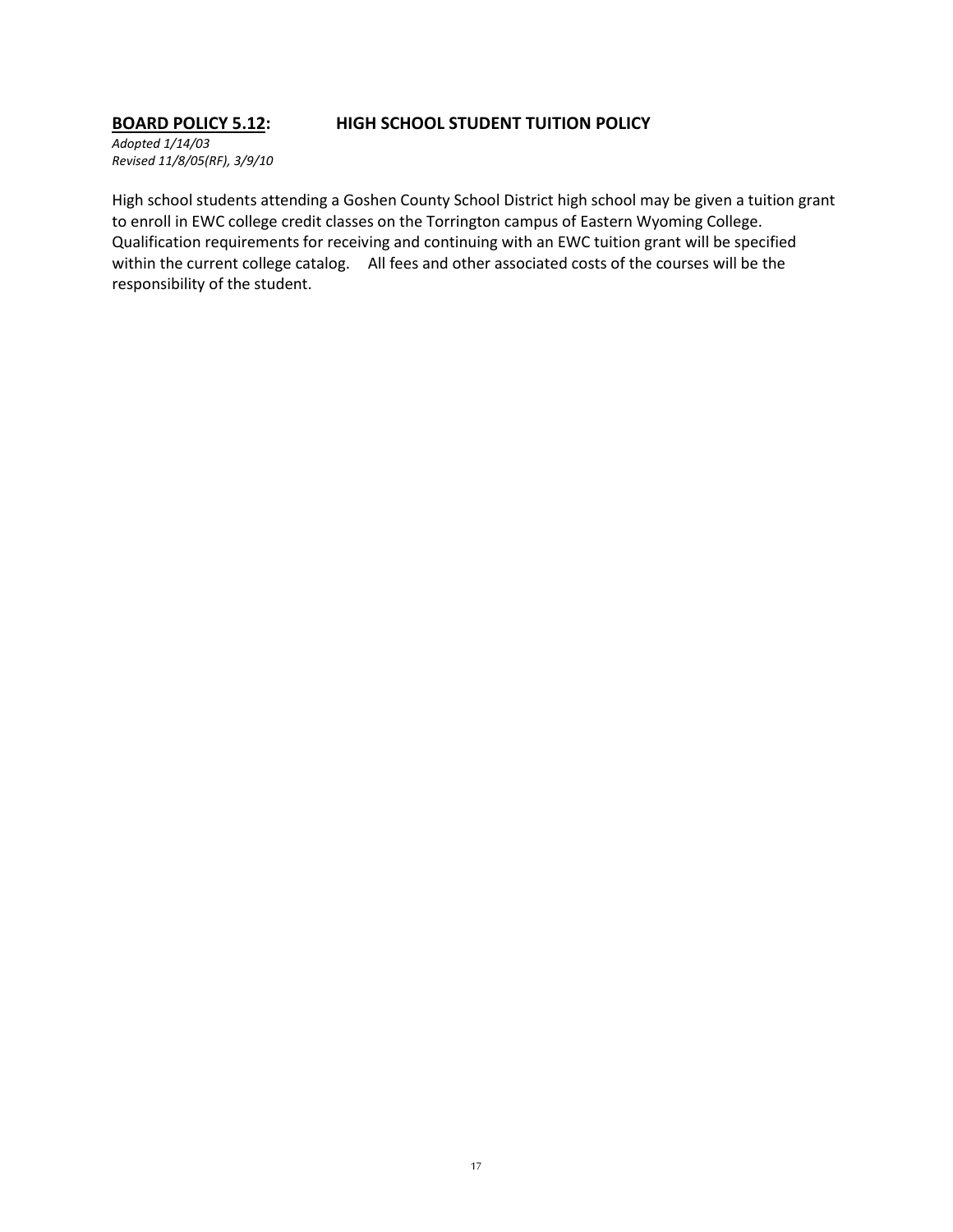## **BOARD POLICY 5.12: HIGH SCHOOL STUDENT TUITION POLICY**

*Adopted 1/14/03*
*Revised 11/8/05(RF), 3/9/10*

High school students attending a Goshen County School District high school may be given a tuition grant to enroll in EWC college credit classes on the Torrington campus of Eastern Wyoming College. Qualification requirements for receiving and continuing with an EWC tuition grant will be specified within the current college catalog. All fees and other associated costs of the courses will be the responsibility of the student.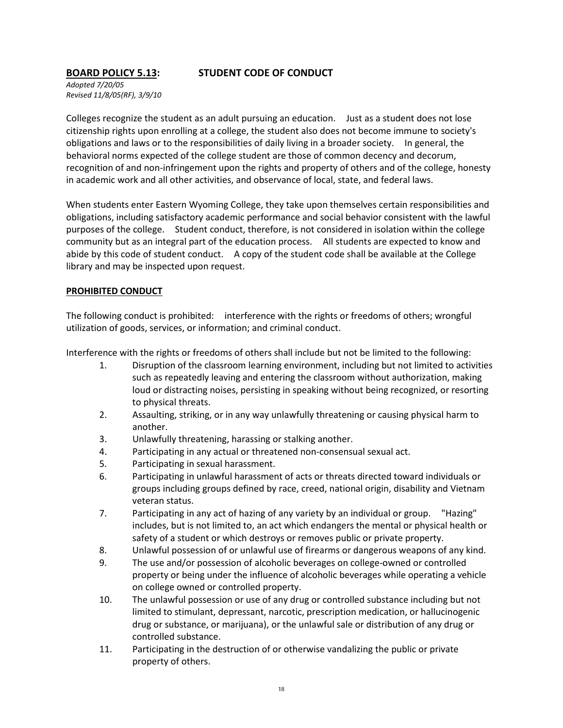**BOARD POLICY 5.13: STUDENT CODE OF CONDUCT**

*Adopted 7/20/05*
*Revised 11/8/05(RF), 3/9/10*

Colleges recognize the student as an adult pursuing an education. Just as a student does not lose citizenship rights upon enrolling at a college, the student also does not become immune to society's obligations and laws or to the responsibilities of daily living in a broader society. In general, the behavioral norms expected of the college student are those of common decency and decorum, recognition of and non-infringement upon the rights and property of others and of the college, honesty in academic work and all other activities, and observance of local, state, and federal laws.

When students enter Eastern Wyoming College, they take upon themselves certain responsibilities and obligations, including satisfactory academic performance and social behavior consistent with the lawful purposes of the college. Student conduct, therefore, is not considered in isolation within the college community but as an integral part of the education process. All students are expected to know and abide by this code of student conduct. A copy of the student code shall be available at the College library and may be inspected upon request.

**PROHIBITED CONDUCT**

The following conduct is prohibited: interference with the rights or freedoms of others; wrongful utilization of goods, services, or information; and criminal conduct.

Interference with the rights or freedoms of others shall include but not be limited to the following:

1. Disruption of the classroom learning environment, including but not limited to activities such as repeatedly leaving and entering the classroom without authorization, making loud or distracting noises, persisting in speaking without being recognized, or resorting to physical threats.
2. Assaulting, striking, or in any way unlawfully threatening or causing physical harm to another.
3. Unlawfully threatening, harassing or stalking another.
4. Participating in any actual or threatened non-consensual sexual act.
5. Participating in sexual harassment.
6. Participating in unlawful harassment of acts or threats directed toward individuals or groups including groups defined by race, creed, national origin, disability and Vietnam veteran status.
7. Participating in any act of hazing of any variety by an individual or group. "Hazing" includes, but is not limited to, an act which endangers the mental or physical health or safety of a student or which destroys or removes public or private property.
8. Unlawful possession of or unlawful use of firearms or dangerous weapons of any kind.
9. The use and/or possession of alcoholic beverages on college-owned or controlled property or being under the influence of alcoholic beverages while operating a vehicle on college owned or controlled property.
10. The unlawful possession or use of any drug or controlled substance including but not limited to stimulant, depressant, narcotic, prescription medication, or hallucinogenic drug or substance, or marijuana), or the unlawful sale or distribution of any drug or controlled substance.
11. Participating in the destruction of or otherwise vandalizing the public or private property of others.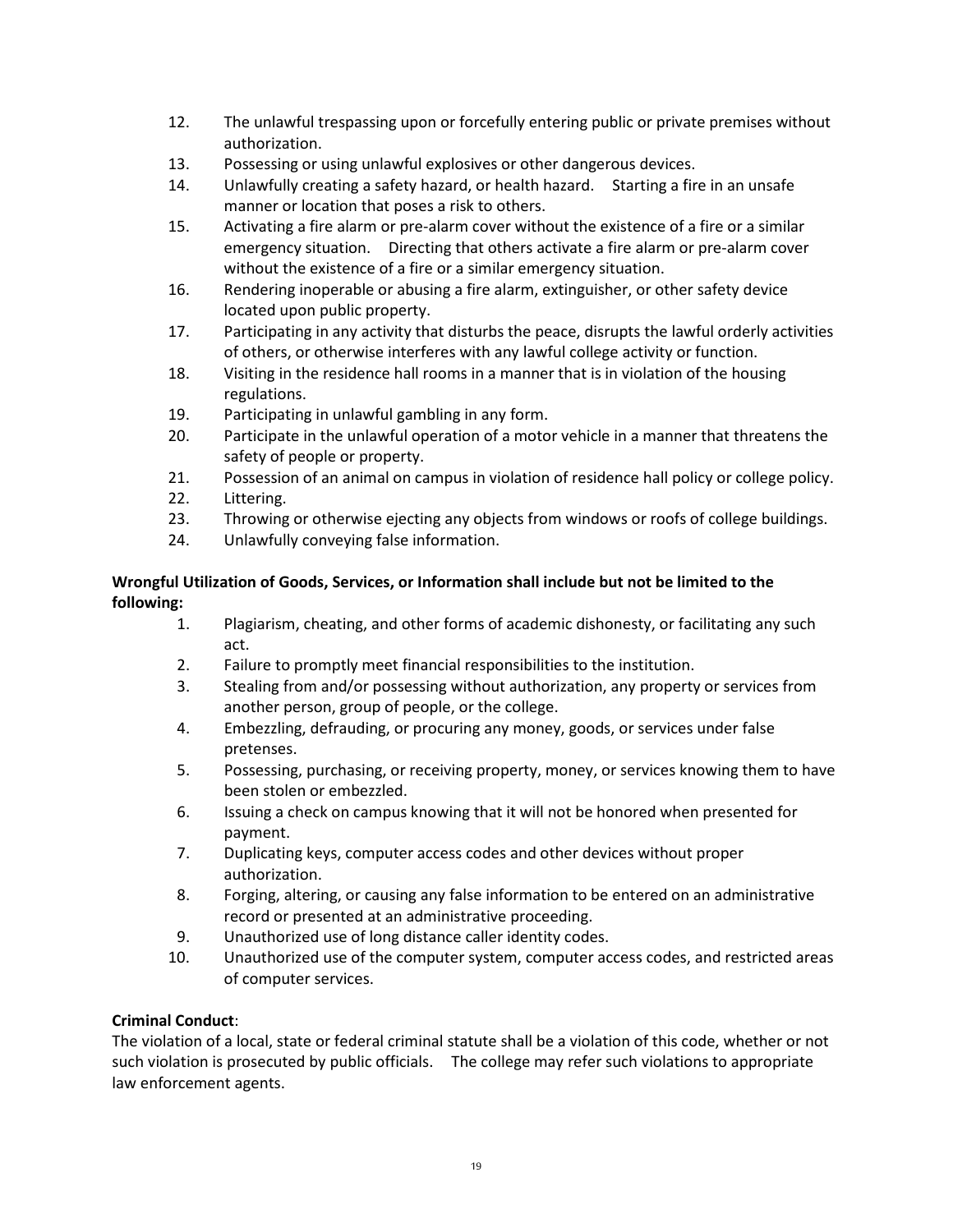12. The unlawful trespassing upon or forcefully entering public or private premises without authorization.
13. Possessing or using unlawful explosives or other dangerous devices.
14. Unlawfully creating a safety hazard, or health hazard. Starting a fire in an unsafe manner or location that poses a risk to others.
15. Activating a fire alarm or pre-alarm cover without the existence of a fire or a similar emergency situation. Directing that others activate a fire alarm or pre-alarm cover without the existence of a fire or a similar emergency situation.
16. Rendering inoperable or abusing a fire alarm, extinguisher, or other safety device located upon public property.
17. Participating in any activity that disturbs the peace, disrupts the lawful orderly activities of others, or otherwise interferes with any lawful college activity or function.
18. Visiting in the residence hall rooms in a manner that is in violation of the housing regulations.
19. Participating in unlawful gambling in any form.
20. Participate in the unlawful operation of a motor vehicle in a manner that threatens the safety of people or property.
21. Possession of an animal on campus in violation of residence hall policy or college policy.
22. Littering.
23. Throwing or otherwise ejecting any objects from windows or roofs of college buildings.
24. Unlawfully conveying false information.

**Wrongful Utilization of Goods, Services, or Information shall include but not be limited to the following:**

1. Plagiarism, cheating, and other forms of academic dishonesty, or facilitating any such act.
2. Failure to promptly meet financial responsibilities to the institution.
3. Stealing from and/or possessing without authorization, any property or services from another person, group of people, or the college.
4. Embezzling, defrauding, or procuring any money, goods, or services under false pretenses.
5. Possessing, purchasing, or receiving property, money, or services knowing them to have been stolen or embezzled.
6. Issuing a check on campus knowing that it will not be honored when presented for payment.
7. Duplicating keys, computer access codes and other devices without proper authorization.
8. Forging, altering, or causing any false information to be entered on an administrative record or presented at an administrative proceeding.
9. Unauthorized use of long distance caller identity codes.
10. Unauthorized use of the computer system, computer access codes, and restricted areas of computer services.

**Criminal Conduct**:

The violation of a local, state or federal criminal statute shall be a violation of this code, whether or not such violation is prosecuted by public officials. The college may refer such violations to appropriate law enforcement agents.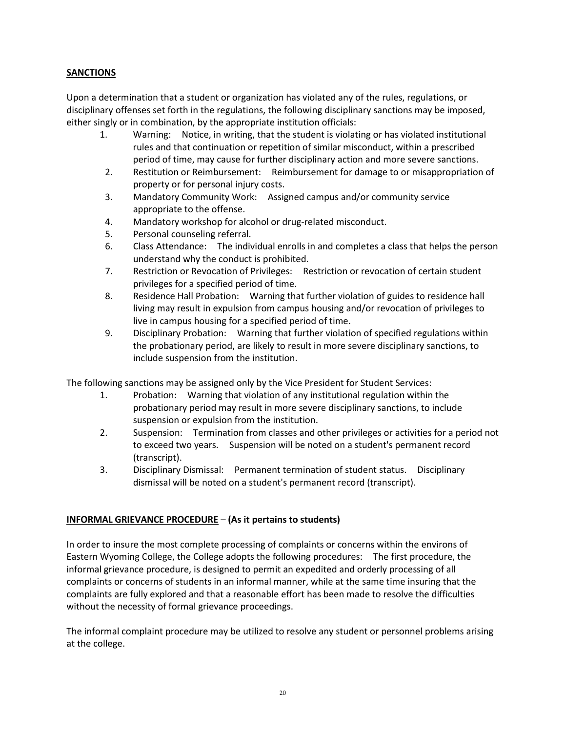## **SANCTIONS**

Upon a determination that a student or organization has violated any of the rules, regulations, or disciplinary offenses set forth in the regulations, the following disciplinary sanctions may be imposed, either singly or in combination, by the appropriate institution officials:

1. Warning: Notice, in writing, that the student is violating or has violated institutional rules and that continuation or repetition of similar misconduct, within a prescribed period of time, may cause for further disciplinary action and more severe sanctions.
2. Restitution or Reimbursement: Reimbursement for damage to or misappropriation of property or for personal injury costs.
3. Mandatory Community Work: Assigned campus and/or community service appropriate to the offense.
4. Mandatory workshop for alcohol or drug-related misconduct.
5. Personal counseling referral.
6. Class Attendance: The individual enrolls in and completes a class that helps the person understand why the conduct is prohibited.
7. Restriction or Revocation of Privileges: Restriction or revocation of certain student privileges for a specified period of time.
8. Residence Hall Probation: Warning that further violation of guides to residence hall living may result in expulsion from campus housing and/or revocation of privileges to live in campus housing for a specified period of time.
9. Disciplinary Probation: Warning that further violation of specified regulations within the probationary period, are likely to result in more severe disciplinary sanctions, to include suspension from the institution.

The following sanctions may be assigned only by the Vice President for Student Services:

1. Probation: Warning that violation of any institutional regulation within the probationary period may result in more severe disciplinary sanctions, to include suspension or expulsion from the institution.
2. Suspension: Termination from classes and other privileges or activities for a period not to exceed two years. Suspension will be noted on a student's permanent record (transcript).
3. Disciplinary Dismissal: Permanent termination of student status. Disciplinary dismissal will be noted on a student's permanent record (transcript).

## **INFORMAL GRIEVANCE PROCEDURE** – **(As it pertains to students)**

In order to insure the most complete processing of complaints or concerns within the environs of Eastern Wyoming College, the College adopts the following procedures: The first procedure, the informal grievance procedure, is designed to permit an expedited and orderly processing of all complaints or concerns of students in an informal manner, while at the same time insuring that the complaints are fully explored and that a reasonable effort has been made to resolve the difficulties without the necessity of formal grievance proceedings.

The informal complaint procedure may be utilized to resolve any student or personnel problems arising at the college.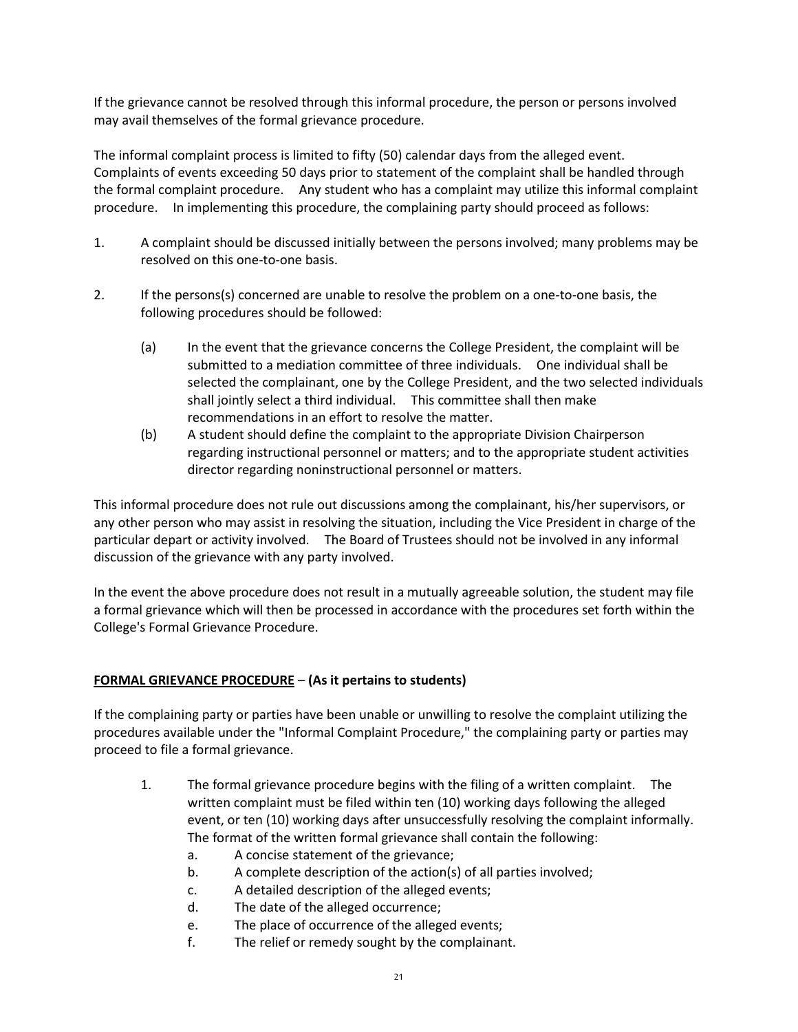If the grievance cannot be resolved through this informal procedure, the person or persons involved may avail themselves of the formal grievance procedure.

The informal complaint process is limited to fifty (50) calendar days from the alleged event. Complaints of events exceeding 50 days prior to statement of the complaint shall be handled through the formal complaint procedure. Any student who has a complaint may utilize this informal complaint procedure. In implementing this procedure, the complaining party should proceed as follows:

1. A complaint should be discussed initially between the persons involved; many problems may be resolved on this one-to-one basis.

2. If the persons(s) concerned are unable to resolve the problem on a one-to-one basis, the following procedures should be followed:

   (a) In the event that the grievance concerns the College President, the complaint will be submitted to a mediation committee of three individuals. One individual shall be selected the complainant, one by the College President, and the two selected individuals shall jointly select a third individual. This committee shall then make recommendations in an effort to resolve the matter.

   (b) A student should define the complaint to the appropriate Division Chairperson regarding instructional personnel or matters; and to the appropriate student activities director regarding noninstructional personnel or matters.

This informal procedure does not rule out discussions among the complainant, his/her supervisors, or any other person who may assist in resolving the situation, including the Vice President in charge of the particular depart or activity involved. The Board of Trustees should not be involved in any informal discussion of the grievance with any party involved.

In the event the above procedure does not result in a mutually agreeable solution, the student may file a formal grievance which will then be processed in accordance with the procedures set forth within the College's Formal Grievance Procedure.

**FORMAL GRIEVANCE PROCEDURE** – **(As it pertains to students)**

If the complaining party or parties have been unable or unwilling to resolve the complaint utilizing the procedures available under the "Informal Complaint Procedure," the complaining party or parties may proceed to file a formal grievance.

1. The formal grievance procedure begins with the filing of a written complaint. The written complaint must be filed within ten (10) working days following the alleged event, or ten (10) working days after unsuccessfully resolving the complaint informally. The format of the written formal grievance shall contain the following:
   a. A concise statement of the grievance;
   b. A complete description of the action(s) of all parties involved;
   c. A detailed description of the alleged events;
   d. The date of the alleged occurrence;
   e. The place of occurrence of the alleged events;
   f. The relief or remedy sought by the complainant.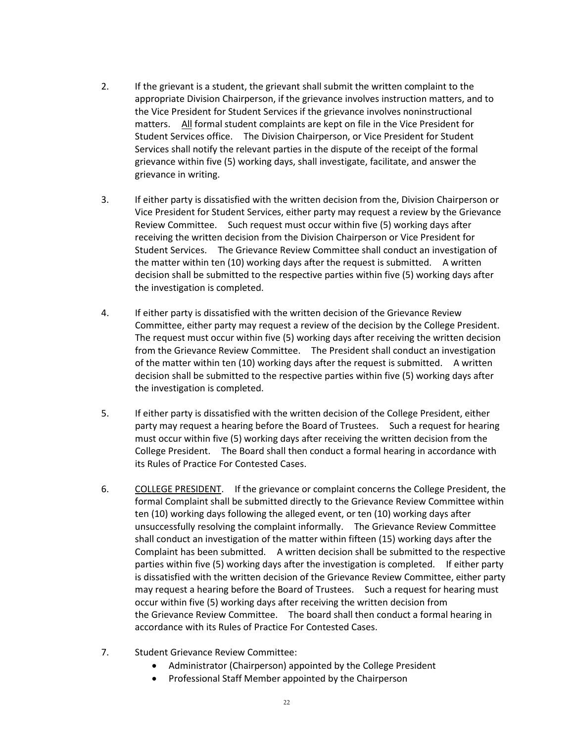2. If the grievant is a student, the grievant shall submit the written complaint to the appropriate Division Chairperson, if the grievance involves instruction matters, and to the Vice President for Student Services if the grievance involves noninstructional matters. <u>All</u> formal student complaints are kept on file in the Vice President for Student Services office. The Division Chairperson, or Vice President for Student Services shall notify the relevant parties in the dispute of the receipt of the formal grievance within five (5) working days, shall investigate, facilitate, and answer the grievance in writing.

3. If either party is dissatisfied with the written decision from the, Division Chairperson or Vice President for Student Services, either party may request a review by the Grievance Review Committee. Such request must occur within five (5) working days after receiving the written decision from the Division Chairperson or Vice President for Student Services. The Grievance Review Committee shall conduct an investigation of the matter within ten (10) working days after the request is submitted. A written decision shall be submitted to the respective parties within five (5) working days after the investigation is completed.

4. If either party is dissatisfied with the written decision of the Grievance Review Committee, either party may request a review of the decision by the College President. The request must occur within five (5) working days after receiving the written decision from the Grievance Review Committee. The President shall conduct an investigation of the matter within ten (10) working days after the request is submitted. A written decision shall be submitted to the respective parties within five (5) working days after the investigation is completed.

5. If either party is dissatisfied with the written decision of the College President, either party may request a hearing before the Board of Trustees. Such a request for hearing must occur within five (5) working days after receiving the written decision from the College President. The Board shall then conduct a formal hearing in accordance with its Rules of Practice For Contested Cases.

6. <u>COLLEGE PRESIDENT</u>. If the grievance or complaint concerns the College President, the formal Complaint shall be submitted directly to the Grievance Review Committee within ten (10) working days following the alleged event, or ten (10) working days after unsuccessfully resolving the complaint informally. The Grievance Review Committee shall conduct an investigation of the matter within fifteen (15) working days after the Complaint has been submitted. A written decision shall be submitted to the respective parties within five (5) working days after the investigation is completed. If either party is dissatisfied with the written decision of the Grievance Review Committee, either party may request a hearing before the Board of Trustees. Such a request for hearing must occur within five (5) working days after receiving the written decision from the Grievance Review Committee. The board shall then conduct a formal hearing in accordance with its Rules of Practice For Contested Cases.

7. Student Grievance Review Committee:
   - Administrator (Chairperson) appointed by the College President
   - Professional Staff Member appointed by the Chairperson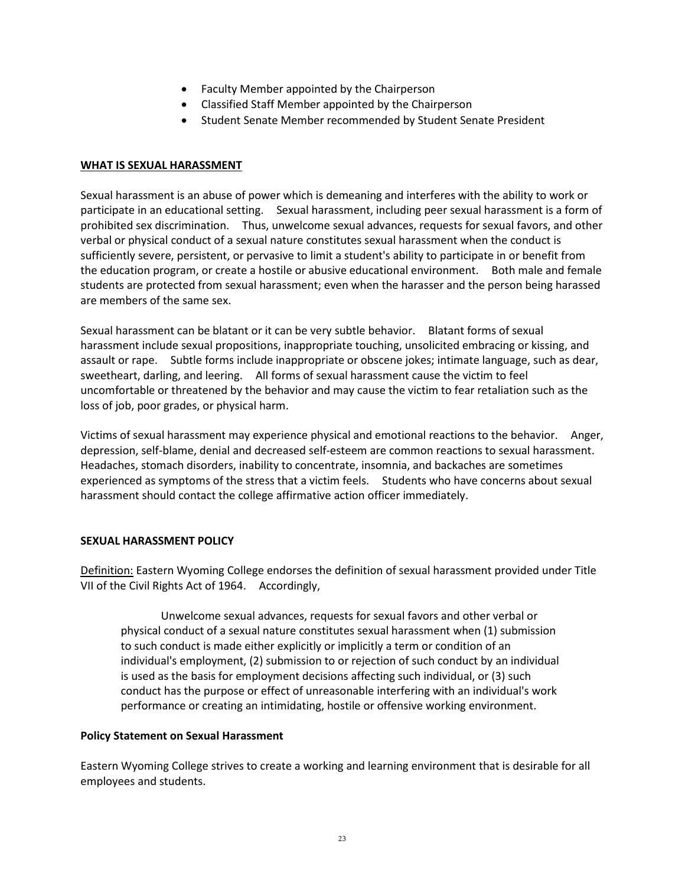- Faculty Member appointed by the Chairperson
- Classified Staff Member appointed by the Chairperson
- Student Senate Member recommended by Student Senate President

## WHAT IS SEXUAL HARASSMENT

Sexual harassment is an abuse of power which is demeaning and interferes with the ability to work or participate in an educational setting. Sexual harassment, including peer sexual harassment is a form of prohibited sex discrimination. Thus, unwelcome sexual advances, requests for sexual favors, and other verbal or physical conduct of a sexual nature constitutes sexual harassment when the conduct is sufficiently severe, persistent, or pervasive to limit a student's ability to participate in or benefit from the education program, or create a hostile or abusive educational environment. Both male and female students are protected from sexual harassment; even when the harasser and the person being harassed are members of the same sex.

Sexual harassment can be blatant or it can be very subtle behavior. Blatant forms of sexual harassment include sexual propositions, inappropriate touching, unsolicited embracing or kissing, and assault or rape. Subtle forms include inappropriate or obscene jokes; intimate language, such as dear, sweetheart, darling, and leering. All forms of sexual harassment cause the victim to feel uncomfortable or threatened by the behavior and may cause the victim to fear retaliation such as the loss of job, poor grades, or physical harm.

Victims of sexual harassment may experience physical and emotional reactions to the behavior. Anger, depression, self-blame, denial and decreased self-esteem are common reactions to sexual harassment. Headaches, stomach disorders, inability to concentrate, insomnia, and backaches are sometimes experienced as symptoms of the stress that a victim feels. Students who have concerns about sexual harassment should contact the college affirmative action officer immediately.

## SEXUAL HARASSMENT POLICY

Definition: Eastern Wyoming College endorses the definition of sexual harassment provided under Title VII of the Civil Rights Act of 1964. Accordingly,

> Unwelcome sexual advances, requests for sexual favors and other verbal or physical conduct of a sexual nature constitutes sexual harassment when (1) submission to such conduct is made either explicitly or implicitly a term or condition of an individual's employment, (2) submission to or rejection of such conduct by an individual is used as the basis for employment decisions affecting such individual, or (3) such conduct has the purpose or effect of unreasonable interfering with an individual's work performance or creating an intimidating, hostile or offensive working environment.

### Policy Statement on Sexual Harassment

Eastern Wyoming College strives to create a working and learning environment that is desirable for all employees and students.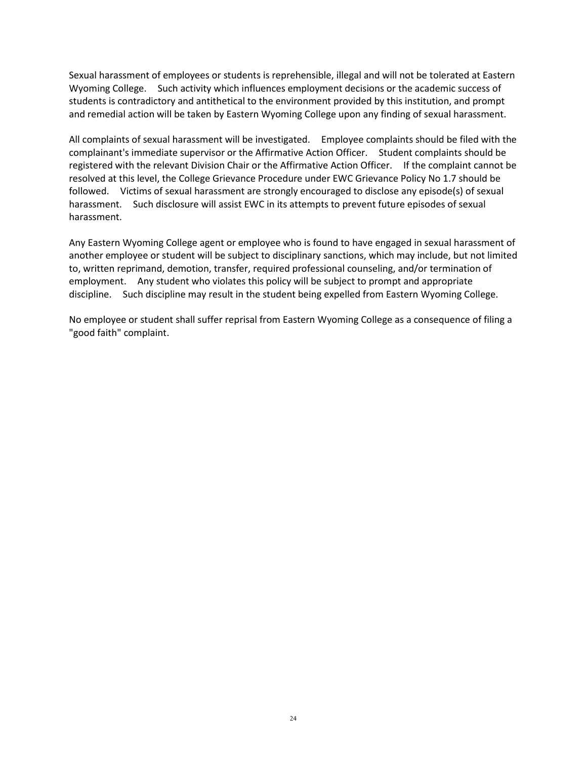Sexual harassment of employees or students is reprehensible, illegal and will not be tolerated at Eastern Wyoming College. Such activity which influences employment decisions or the academic success of students is contradictory and antithetical to the environment provided by this institution, and prompt and remedial action will be taken by Eastern Wyoming College upon any finding of sexual harassment.

All complaints of sexual harassment will be investigated. Employee complaints should be filed with the complainant's immediate supervisor or the Affirmative Action Officer. Student complaints should be registered with the relevant Division Chair or the Affirmative Action Officer. If the complaint cannot be resolved at this level, the College Grievance Procedure under EWC Grievance Policy No 1.7 should be followed. Victims of sexual harassment are strongly encouraged to disclose any episode(s) of sexual harassment. Such disclosure will assist EWC in its attempts to prevent future episodes of sexual harassment.

Any Eastern Wyoming College agent or employee who is found to have engaged in sexual harassment of another employee or student will be subject to disciplinary sanctions, which may include, but not limited to, written reprimand, demotion, transfer, required professional counseling, and/or termination of employment. Any student who violates this policy will be subject to prompt and appropriate discipline. Such discipline may result in the student being expelled from Eastern Wyoming College.

No employee or student shall suffer reprisal from Eastern Wyoming College as a consequence of filing a "good faith" complaint.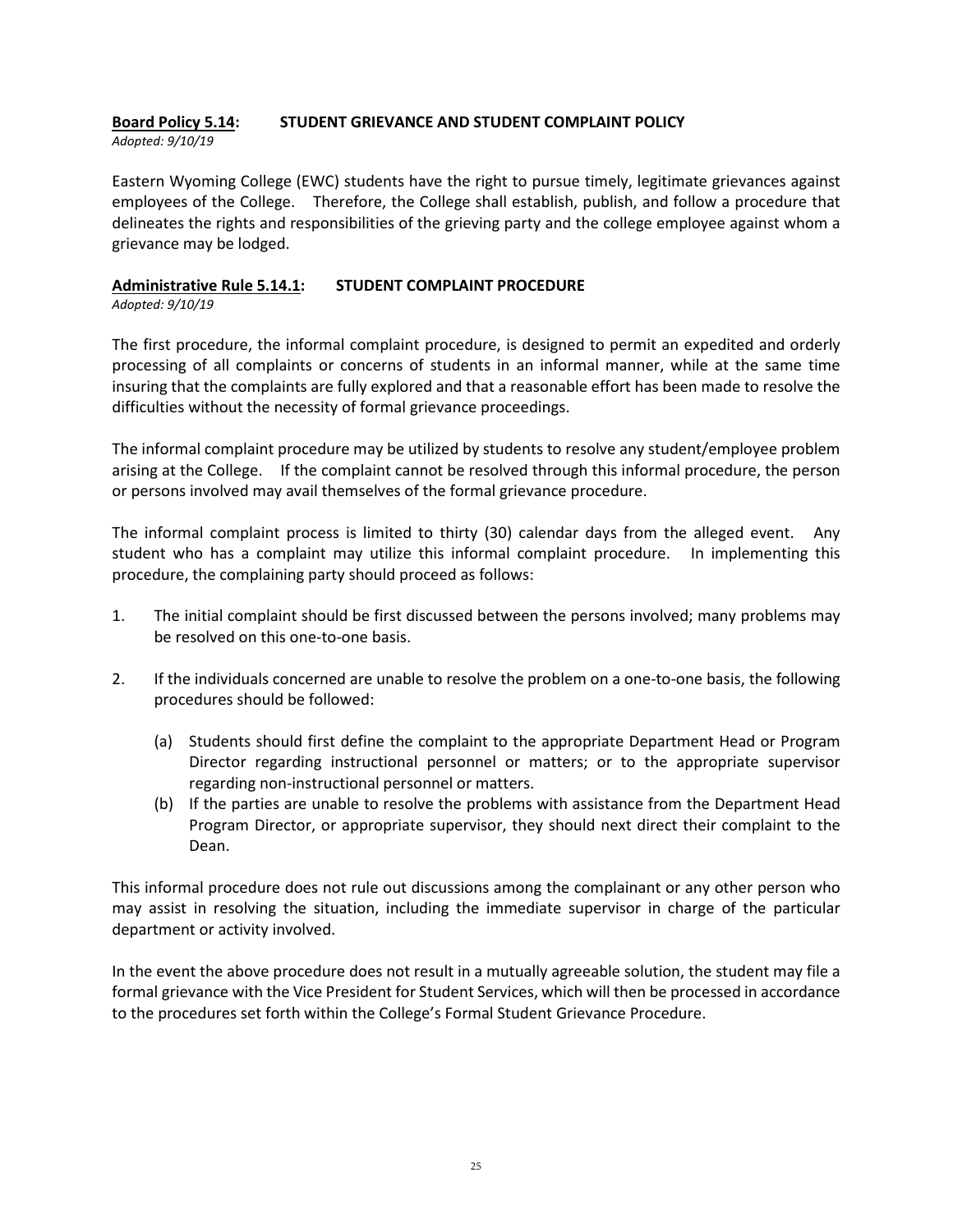**<u>Board Policy 5.14</u>: STUDENT GRIEVANCE AND STUDENT COMPLAINT POLICY**

*Adopted: 9/10/19*

Eastern Wyoming College (EWC) students have the right to pursue timely, legitimate grievances against employees of the College. Therefore, the College shall establish, publish, and follow a procedure that delineates the rights and responsibilities of the grieving party and the college employee against whom a grievance may be lodged.

**<u>Administrative Rule 5.14.1</u>: STUDENT COMPLAINT PROCEDURE**

*Adopted: 9/10/19*

The first procedure, the informal complaint procedure, is designed to permit an expedited and orderly processing of all complaints or concerns of students in an informal manner, while at the same time insuring that the complaints are fully explored and that a reasonable effort has been made to resolve the difficulties without the necessity of formal grievance proceedings.

The informal complaint procedure may be utilized by students to resolve any student/employee problem arising at the College. If the complaint cannot be resolved through this informal procedure, the person or persons involved may avail themselves of the formal grievance procedure.

The informal complaint process is limited to thirty (30) calendar days from the alleged event. Any student who has a complaint may utilize this informal complaint procedure. In implementing this procedure, the complaining party should proceed as follows:

1. The initial complaint should be first discussed between the persons involved; many problems may be resolved on this one-to-one basis.

2. If the individuals concerned are unable to resolve the problem on a one-to-one basis, the following procedures should be followed:

   (a) Students should first define the complaint to the appropriate Department Head or Program Director regarding instructional personnel or matters; or to the appropriate supervisor regarding non-instructional personnel or matters.

   (b) If the parties are unable to resolve the problems with assistance from the Department Head Program Director, or appropriate supervisor, they should next direct their complaint to the Dean.

This informal procedure does not rule out discussions among the complainant or any other person who may assist in resolving the situation, including the immediate supervisor in charge of the particular department or activity involved.

In the event the above procedure does not result in a mutually agreeable solution, the student may file a formal grievance with the Vice President for Student Services, which will then be processed in accordance to the procedures set forth within the College's Formal Student Grievance Procedure.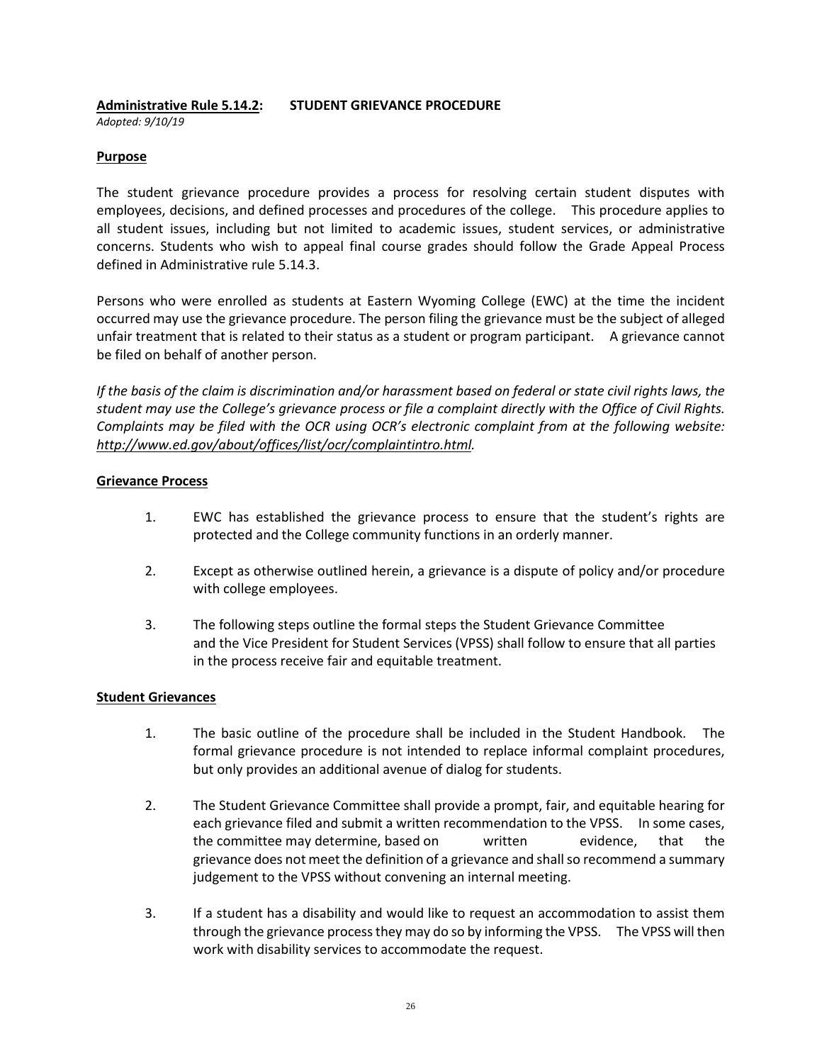**Administrative Rule 5.14.2: STUDENT GRIEVANCE PROCEDURE**

*Adopted: 9/10/19*

**Purpose**

The student grievance procedure provides a process for resolving certain student disputes with employees, decisions, and defined processes and procedures of the college. This procedure applies to all student issues, including but not limited to academic issues, student services, or administrative concerns. Students who wish to appeal final course grades should follow the Grade Appeal Process defined in Administrative rule 5.14.3.

Persons who were enrolled as students at Eastern Wyoming College (EWC) at the time the incident occurred may use the grievance procedure. The person filing the grievance must be the subject of alleged unfair treatment that is related to their status as a student or program participant. A grievance cannot be filed on behalf of another person.

*If the basis of the claim is discrimination and/or harassment based on federal or state civil rights laws, the student may use the College's grievance process or file a complaint directly with the Office of Civil Rights. Complaints may be filed with the OCR using OCR's electronic complaint from at the following website: http://www.ed.gov/about/offices/list/ocr/complaintintro.html.*

**Grievance Process**

1. EWC has established the grievance process to ensure that the student's rights are protected and the College community functions in an orderly manner.

2. Except as otherwise outlined herein, a grievance is a dispute of policy and/or procedure with college employees.

3. The following steps outline the formal steps the Student Grievance Committee and the Vice President for Student Services (VPSS) shall follow to ensure that all parties in the process receive fair and equitable treatment.

**Student Grievances**

1. The basic outline of the procedure shall be included in the Student Handbook. The formal grievance procedure is not intended to replace informal complaint procedures, but only provides an additional avenue of dialog for students.

2. The Student Grievance Committee shall provide a prompt, fair, and equitable hearing for each grievance filed and submit a written recommendation to the VPSS. In some cases, the committee may determine, based on written evidence, that the grievance does not meet the definition of a grievance and shall so recommend a summary judgement to the VPSS without convening an internal meeting.

3. If a student has a disability and would like to request an accommodation to assist them through the grievance process they may do so by informing the VPSS. The VPSS will then work with disability services to accommodate the request.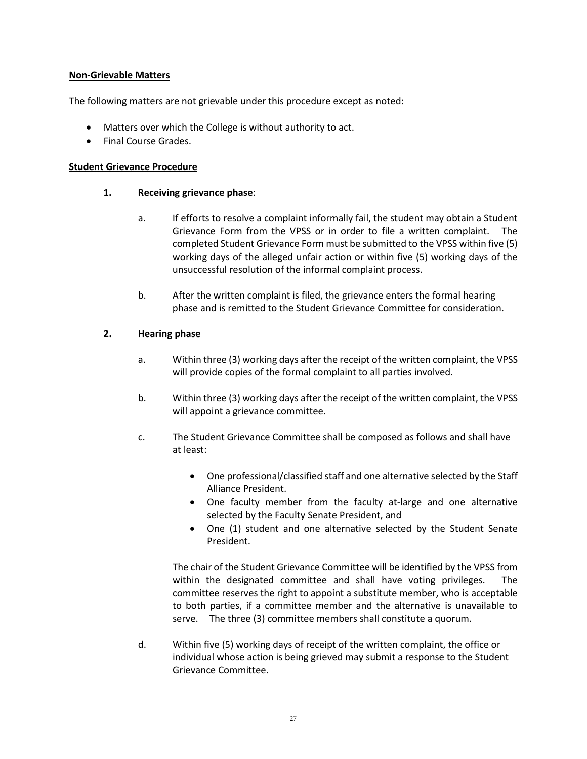**Non-Grievable Matters**

The following matters are not grievable under this procedure except as noted:

- Matters over which the College is without authority to act.
- Final Course Grades.

**Student Grievance Procedure**

1. **Receiving grievance phase**:

   a. If efforts to resolve a complaint informally fail, the student may obtain a Student Grievance Form from the VPSS or in order to file a written complaint. The completed Student Grievance Form must be submitted to the VPSS within five (5) working days of the alleged unfair action or within five (5) working days of the unsuccessful resolution of the informal complaint process.

   b. After the written complaint is filed, the grievance enters the formal hearing phase and is remitted to the Student Grievance Committee for consideration.

2. **Hearing phase**

   a. Within three (3) working days after the receipt of the written complaint, the VPSS will provide copies of the formal complaint to all parties involved.

   b. Within three (3) working days after the receipt of the written complaint, the VPSS will appoint a grievance committee.

   c. The Student Grievance Committee shall be composed as follows and shall have at least:

      - One professional/classified staff and one alternative selected by the Staff Alliance President.
      - One faculty member from the faculty at-large and one alternative selected by the Faculty Senate President, and
      - One (1) student and one alternative selected by the Student Senate President.

      The chair of the Student Grievance Committee will be identified by the VPSS from within the designated committee and shall have voting privileges. The committee reserves the right to appoint a substitute member, who is acceptable to both parties, if a committee member and the alternative is unavailable to serve. The three (3) committee members shall constitute a quorum.

   d. Within five (5) working days of receipt of the written complaint, the office or individual whose action is being grieved may submit a response to the Student Grievance Committee.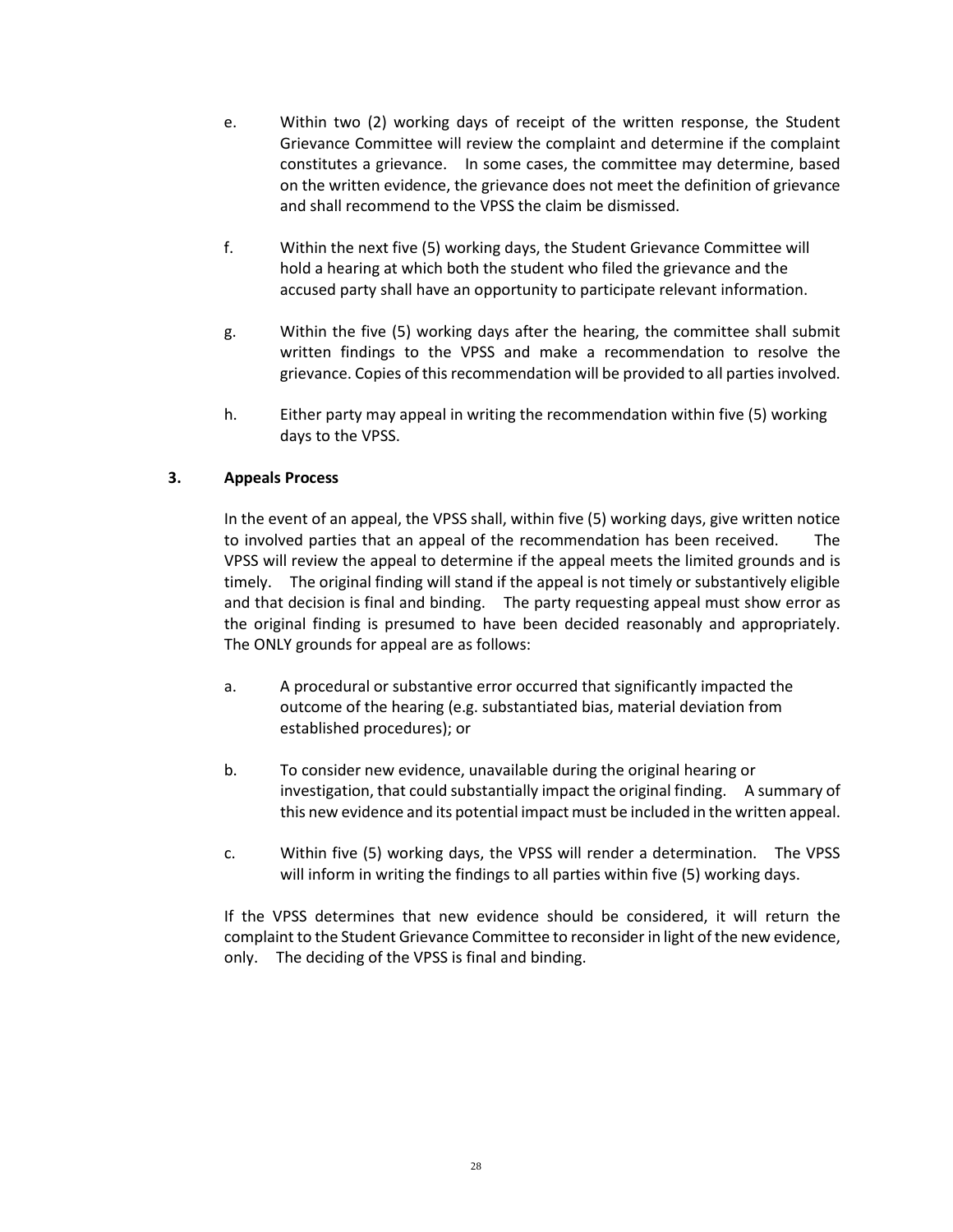e. Within two (2) working days of receipt of the written response, the Student Grievance Committee will review the complaint and determine if the complaint constitutes a grievance. In some cases, the committee may determine, based on the written evidence, the grievance does not meet the definition of grievance and shall recommend to the VPSS the claim be dismissed.

f. Within the next five (5) working days, the Student Grievance Committee will hold a hearing at which both the student who filed the grievance and the accused party shall have an opportunity to participate relevant information.

g. Within the five (5) working days after the hearing, the committee shall submit written findings to the VPSS and make a recommendation to resolve the grievance. Copies of this recommendation will be provided to all parties involved.

h. Either party may appeal in writing the recommendation within five (5) working days to the VPSS.

### 3. Appeals Process

In the event of an appeal, the VPSS shall, within five (5) working days, give written notice to involved parties that an appeal of the recommendation has been received. The VPSS will review the appeal to determine if the appeal meets the limited grounds and is timely. The original finding will stand if the appeal is not timely or substantively eligible and that decision is final and binding. The party requesting appeal must show error as the original finding is presumed to have been decided reasonably and appropriately. The ONLY grounds for appeal are as follows:

a. A procedural or substantive error occurred that significantly impacted the outcome of the hearing (e.g. substantiated bias, material deviation from established procedures); or

b. To consider new evidence, unavailable during the original hearing or investigation, that could substantially impact the original finding. A summary of this new evidence and its potential impact must be included in the written appeal.

c. Within five (5) working days, the VPSS will render a determination. The VPSS will inform in writing the findings to all parties within five (5) working days.

If the VPSS determines that new evidence should be considered, it will return the complaint to the Student Grievance Committee to reconsider in light of the new evidence, only. The deciding of the VPSS is final and binding.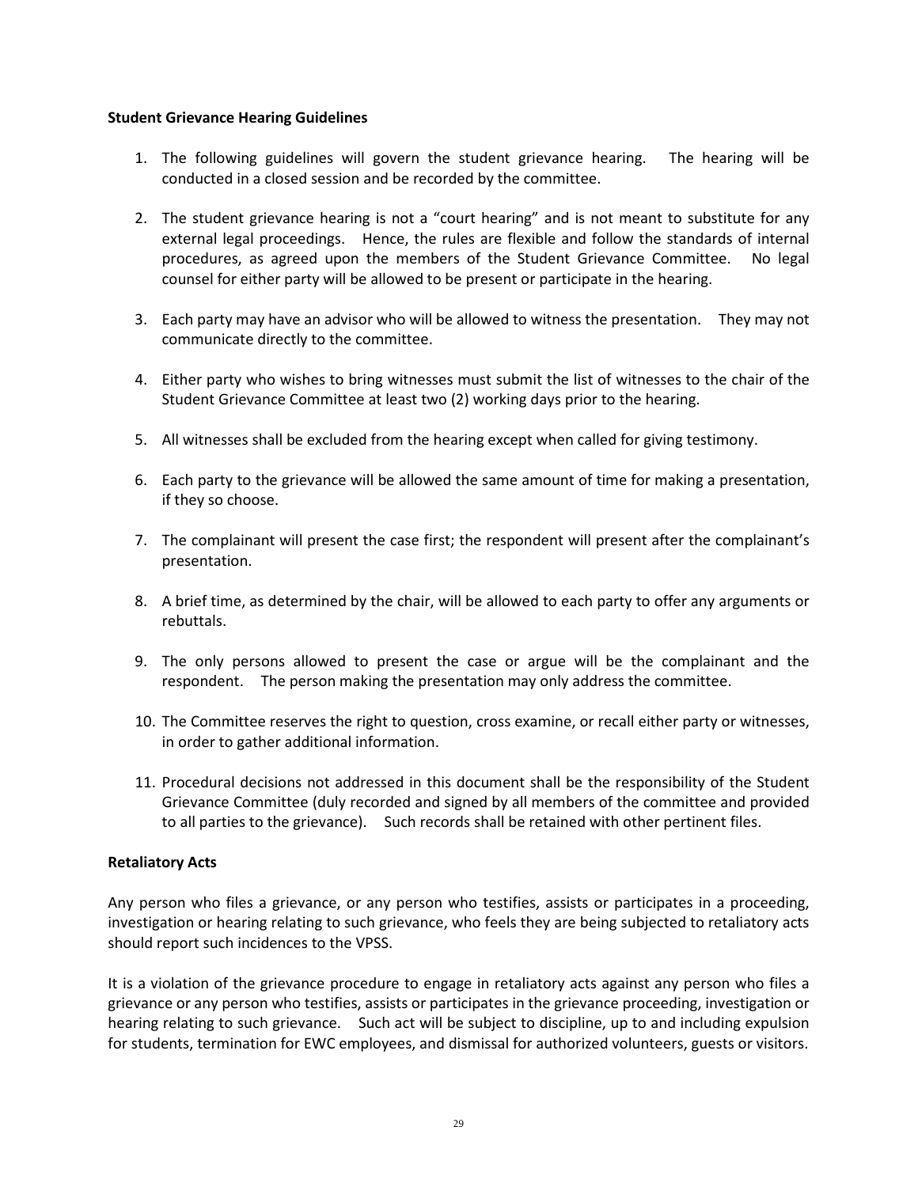**Student Grievance Hearing Guidelines**

1. The following guidelines will govern the student grievance hearing. The hearing will be conducted in a closed session and be recorded by the committee.

2. The student grievance hearing is not a "court hearing" and is not meant to substitute for any external legal proceedings. Hence, the rules are flexible and follow the standards of internal procedures, as agreed upon the members of the Student Grievance Committee. No legal counsel for either party will be allowed to be present or participate in the hearing.

3. Each party may have an advisor who will be allowed to witness the presentation. They may not communicate directly to the committee.

4. Either party who wishes to bring witnesses must submit the list of witnesses to the chair of the Student Grievance Committee at least two (2) working days prior to the hearing.

5. All witnesses shall be excluded from the hearing except when called for giving testimony.

6. Each party to the grievance will be allowed the same amount of time for making a presentation, if they so choose.

7. The complainant will present the case first; the respondent will present after the complainant's presentation.

8. A brief time, as determined by the chair, will be allowed to each party to offer any arguments or rebuttals.

9. The only persons allowed to present the case or argue will be the complainant and the respondent. The person making the presentation may only address the committee.

10. The Committee reserves the right to question, cross examine, or recall either party or witnesses, in order to gather additional information.

11. Procedural decisions not addressed in this document shall be the responsibility of the Student Grievance Committee (duly recorded and signed by all members of the committee and provided to all parties to the grievance). Such records shall be retained with other pertinent files.

**Retaliatory Acts**

Any person who files a grievance, or any person who testifies, assists or participates in a proceeding, investigation or hearing relating to such grievance, who feels they are being subjected to retaliatory acts should report such incidences to the VPSS.

It is a violation of the grievance procedure to engage in retaliatory acts against any person who files a grievance or any person who testifies, assists or participates in the grievance proceeding, investigation or hearing relating to such grievance. Such act will be subject to discipline, up to and including expulsion for students, termination for EWC employees, and dismissal for authorized volunteers, guests or visitors.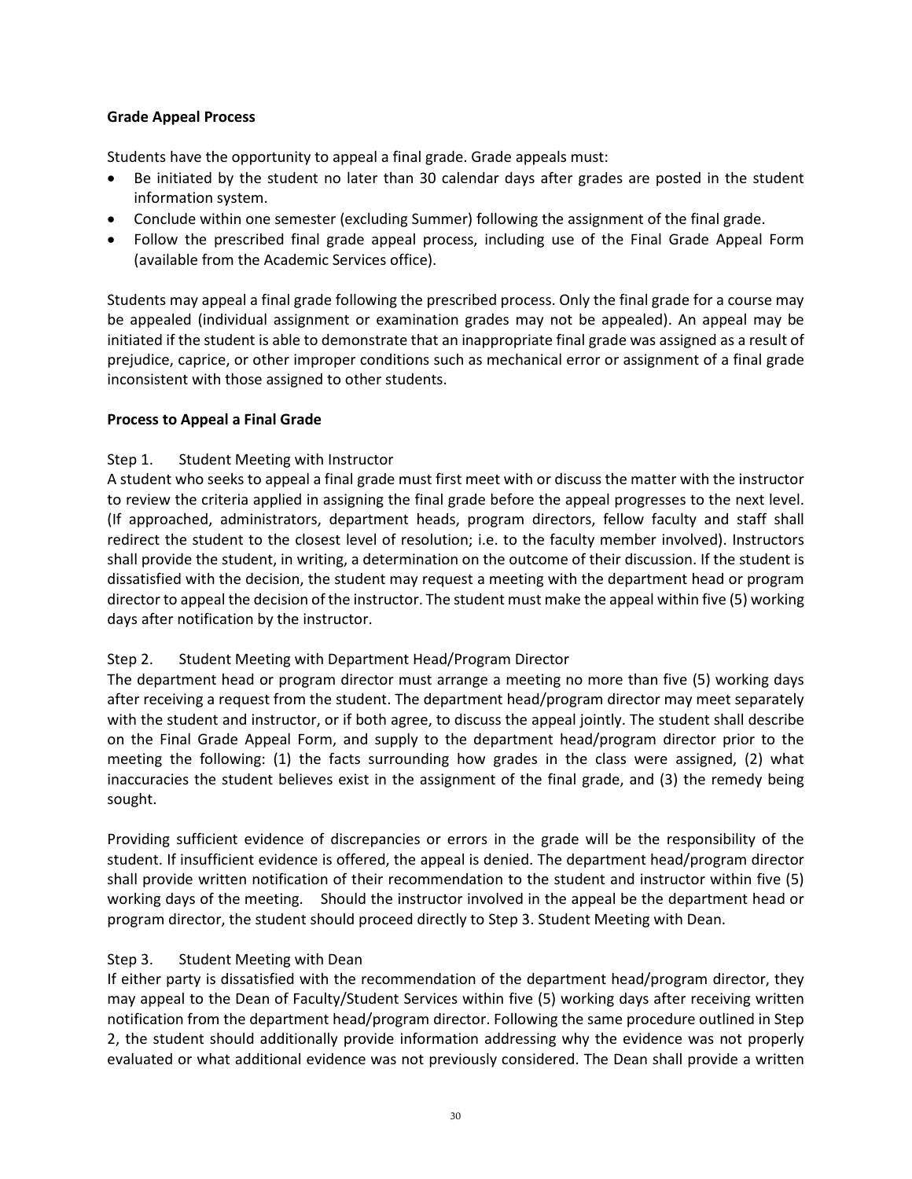**Grade Appeal Process**

Students have the opportunity to appeal a final grade. Grade appeals must:

- Be initiated by the student no later than 30 calendar days after grades are posted in the student information system.
- Conclude within one semester (excluding Summer) following the assignment of the final grade.
- Follow the prescribed final grade appeal process, including use of the Final Grade Appeal Form (available from the Academic Services office).

Students may appeal a final grade following the prescribed process. Only the final grade for a course may be appealed (individual assignment or examination grades may not be appealed). An appeal may be initiated if the student is able to demonstrate that an inappropriate final grade was assigned as a result of prejudice, caprice, or other improper conditions such as mechanical error or assignment of a final grade inconsistent with those assigned to other students.

**Process to Appeal a Final Grade**

Step 1. Student Meeting with Instructor

A student who seeks to appeal a final grade must first meet with or discuss the matter with the instructor to review the criteria applied in assigning the final grade before the appeal progresses to the next level. (If approached, administrators, department heads, program directors, fellow faculty and staff shall redirect the student to the closest level of resolution; i.e. to the faculty member involved). Instructors shall provide the student, in writing, a determination on the outcome of their discussion. If the student is dissatisfied with the decision, the student may request a meeting with the department head or program director to appeal the decision of the instructor. The student must make the appeal within five (5) working days after notification by the instructor.

Step 2. Student Meeting with Department Head/Program Director

The department head or program director must arrange a meeting no more than five (5) working days after receiving a request from the student. The department head/program director may meet separately with the student and instructor, or if both agree, to discuss the appeal jointly. The student shall describe on the Final Grade Appeal Form, and supply to the department head/program director prior to the meeting the following: (1) the facts surrounding how grades in the class were assigned, (2) what inaccuracies the student believes exist in the assignment of the final grade, and (3) the remedy being sought.

Providing sufficient evidence of discrepancies or errors in the grade will be the responsibility of the student. If insufficient evidence is offered, the appeal is denied. The department head/program director shall provide written notification of their recommendation to the student and instructor within five (5) working days of the meeting. Should the instructor involved in the appeal be the department head or program director, the student should proceed directly to Step 3. Student Meeting with Dean.

Step 3. Student Meeting with Dean

If either party is dissatisfied with the recommendation of the department head/program director, they may appeal to the Dean of Faculty/Student Services within five (5) working days after receiving written notification from the department head/program director. Following the same procedure outlined in Step 2, the student should additionally provide information addressing why the evidence was not properly evaluated or what additional evidence was not previously considered. The Dean shall provide a written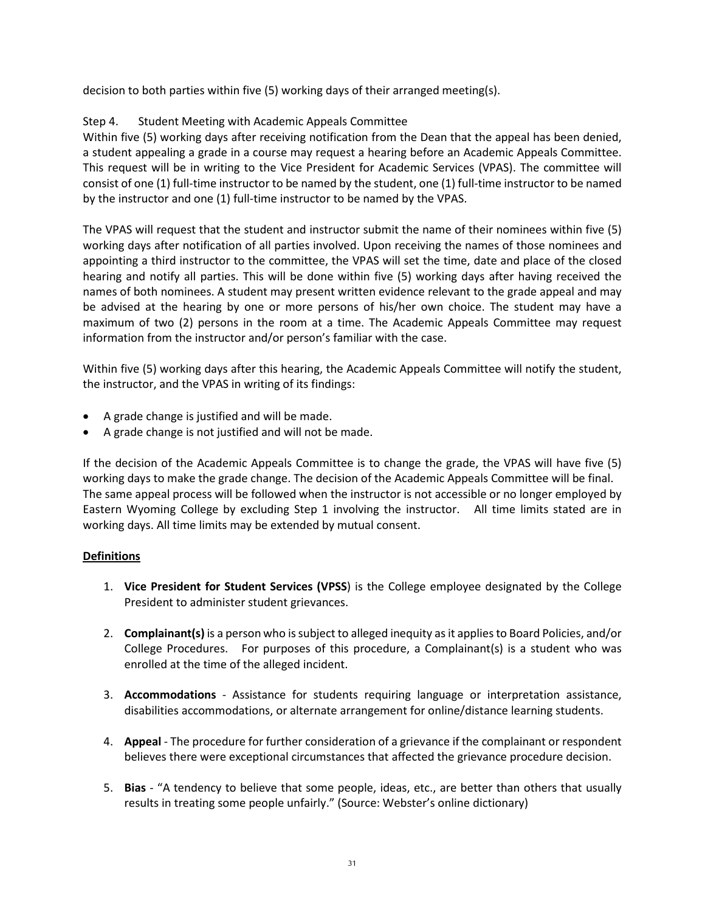decision to both parties within five (5) working days of their arranged meeting(s).

Step 4. Student Meeting with Academic Appeals Committee
Within five (5) working days after receiving notification from the Dean that the appeal has been denied, a student appealing a grade in a course may request a hearing before an Academic Appeals Committee. This request will be in writing to the Vice President for Academic Services (VPAS). The committee will consist of one (1) full-time instructor to be named by the student, one (1) full-time instructor to be named by the instructor and one (1) full-time instructor to be named by the VPAS.

The VPAS will request that the student and instructor submit the name of their nominees within five (5) working days after notification of all parties involved. Upon receiving the names of those nominees and appointing a third instructor to the committee, the VPAS will set the time, date and place of the closed hearing and notify all parties. This will be done within five (5) working days after having received the names of both nominees. A student may present written evidence relevant to the grade appeal and may be advised at the hearing by one or more persons of his/her own choice. The student may have a maximum of two (2) persons in the room at a time. The Academic Appeals Committee may request information from the instructor and/or person's familiar with the case.

Within five (5) working days after this hearing, the Academic Appeals Committee will notify the student, the instructor, and the VPAS in writing of its findings:

- A grade change is justified and will be made.
- A grade change is not justified and will not be made.

If the decision of the Academic Appeals Committee is to change the grade, the VPAS will have five (5) working days to make the grade change. The decision of the Academic Appeals Committee will be final.
The same appeal process will be followed when the instructor is not accessible or no longer employed by Eastern Wyoming College by excluding Step 1 involving the instructor. All time limits stated are in working days. All time limits may be extended by mutual consent.

**Definitions**

1. **Vice President for Student Services (VPSS**) is the College employee designated by the College President to administer student grievances.

2. **Complainant(s)** is a person who is subject to alleged inequity as it applies to Board Policies, and/or College Procedures. For purposes of this procedure, a Complainant(s) is a student who was enrolled at the time of the alleged incident.

3. **Accommodations** - Assistance for students requiring language or interpretation assistance, disabilities accommodations, or alternate arrangement for online/distance learning students.

4. **Appeal** - The procedure for further consideration of a grievance if the complainant or respondent believes there were exceptional circumstances that affected the grievance procedure decision.

5. **Bias** - "A tendency to believe that some people, ideas, etc., are better than others that usually results in treating some people unfairly." (Source: Webster's online dictionary)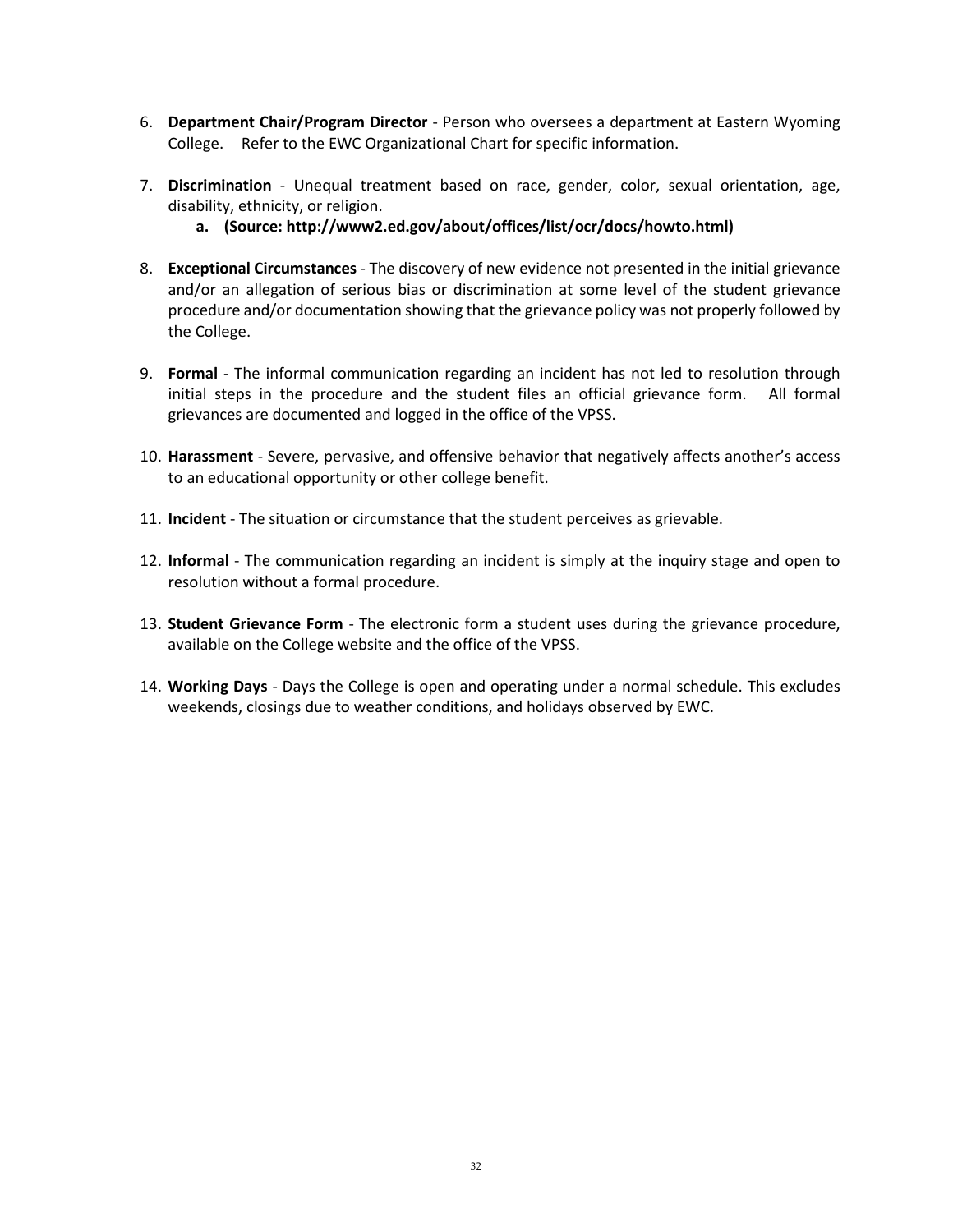6. **Department Chair/Program Director** - Person who oversees a department at Eastern Wyoming College. Refer to the EWC Organizational Chart for specific information.

7. **Discrimination** - Unequal treatment based on race, gender, color, sexual orientation, age, disability, ethnicity, or religion.
   a. **(Source: http://www2.ed.gov/about/offices/list/ocr/docs/howto.html)**

8. **Exceptional Circumstances** - The discovery of new evidence not presented in the initial grievance and/or an allegation of serious bias or discrimination at some level of the student grievance procedure and/or documentation showing that the grievance policy was not properly followed by the College.

9. **Formal** - The informal communication regarding an incident has not led to resolution through initial steps in the procedure and the student files an official grievance form. All formal grievances are documented and logged in the office of the VPSS.

10. **Harassment** - Severe, pervasive, and offensive behavior that negatively affects another's access to an educational opportunity or other college benefit.

11. **Incident** - The situation or circumstance that the student perceives as grievable.

12. **Informal** - The communication regarding an incident is simply at the inquiry stage and open to resolution without a formal procedure.

13. **Student Grievance Form** - The electronic form a student uses during the grievance procedure, available on the College website and the office of the VPSS.

14. **Working Days** - Days the College is open and operating under a normal schedule. This excludes weekends, closings due to weather conditions, and holidays observed by EWC.